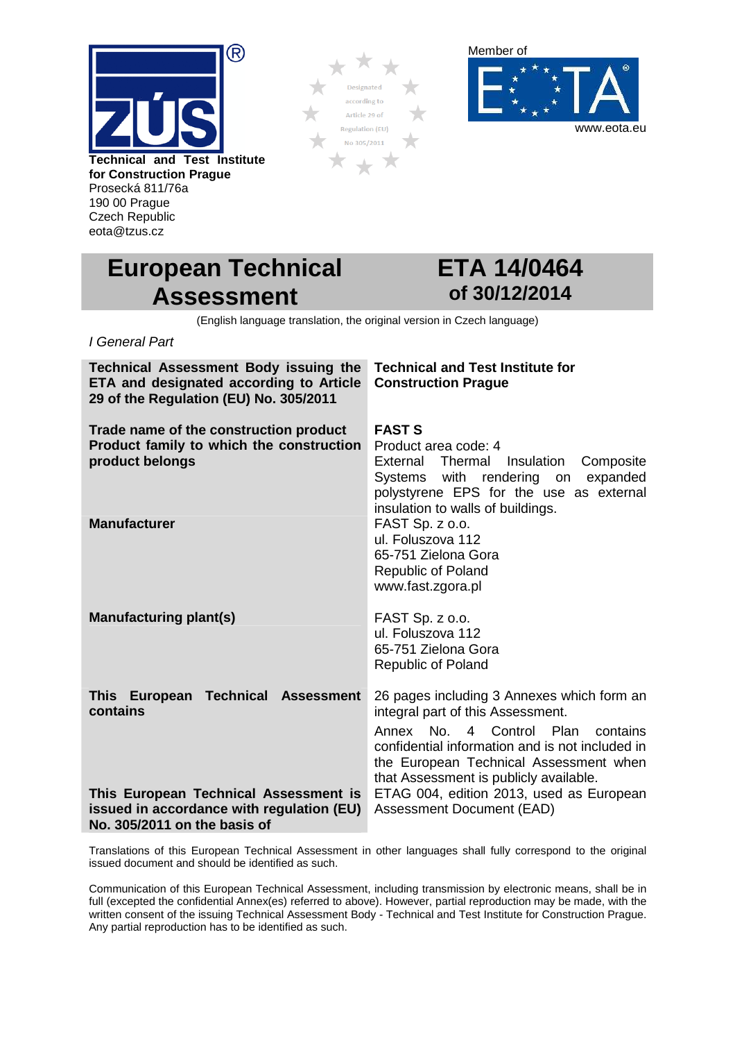**Technical and Test Institute for Construction Prague**
Prosecká 811/76a
190 00 Prague
Czech Republic
eota@tzus.cz

Designated according to Article 29 of Regulation (EU) No 305/2011

Member of EOTA
www.eota.eu

# European Technical Assessment

# ETA 14/0464 of 30/12/2014

(English language translation, the original version in Czech language)

*I General Part*

| | |
|---|---|
| **Technical Assessment Body issuing the ETA and designated according to Article 29 of the Regulation (EU) No. 305/2011** | **Technical and Test Institute for Construction Prague** |
| **Trade name of the construction product** | **FAST S** |
| **Product family to which the construction product belongs** | Product area code: 4<br>External Thermal Insulation Composite Systems with rendering on expanded polystyrene EPS for the use as external insulation to walls of buildings. |
| **Manufacturer** | FAST Sp. z o.o.<br>ul. Foluszova 112<br>65-751 Zielona Gora<br>Republic of Poland<br>www.fast.zgora.pl |
| **Manufacturing plant(s)** | FAST Sp. z o.o.<br>ul. Foluszova 112<br>65-751 Zielona Gora<br>Republic of Poland |
| **This European Technical Assessment contains** | 26 pages including 3 Annexes which form an integral part of this Assessment.<br>Annex No. 4 Control Plan contains confidential information and is not included in the European Technical Assessment when that Assessment is publicly available. |
| **This European Technical Assessment is issued in accordance with regulation (EU) No. 305/2011 on the basis of** | ETAG 004, edition 2013, used as European Assessment Document (EAD) |

Translations of this European Technical Assessment in other languages shall fully correspond to the original issued document and should be identified as such.

Communication of this European Technical Assessment, including transmission by electronic means, shall be in full (excepted the confidential Annex(es) referred to above). However, partial reproduction may be made, with the written consent of the issuing Technical Assessment Body - Technical and Test Institute for Construction Prague. Any partial reproduction has to be identified as such.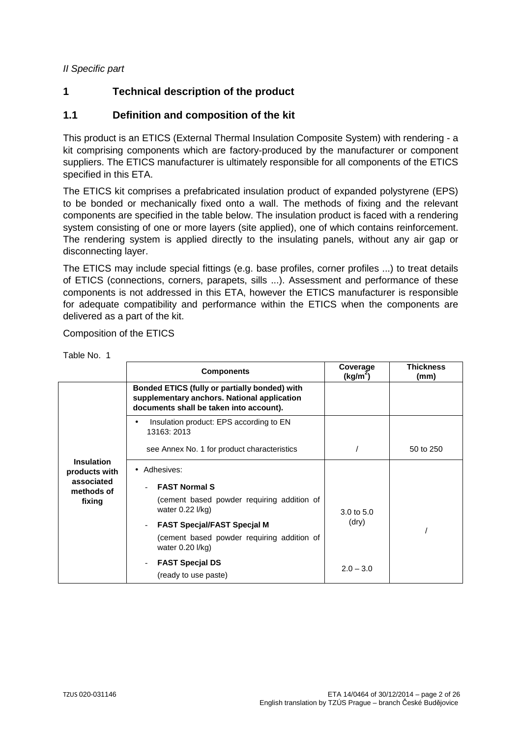*II Specific part*

# 1 Technical description of the product

## 1.1 Definition and composition of the kit

This product is an ETICS (External Thermal Insulation Composite System) with rendering - a kit comprising components which are factory-produced by the manufacturer or component suppliers. The ETICS manufacturer is ultimately responsible for all components of the ETICS specified in this ETA.

The ETICS kit comprises a prefabricated insulation product of expanded polystyrene (EPS) to be bonded or mechanically fixed onto a wall. The methods of fixing and the relevant components are specified in the table below. The insulation product is faced with a rendering system consisting of one or more layers (site applied), one of which contains reinforcement. The rendering system is applied directly to the insulating panels, without any air gap or disconnecting layer.

The ETICS may include special fittings (e.g. base profiles, corner profiles ...) to treat details of ETICS (connections, corners, parapets, sills ...). Assessment and performance of these components is not addressed in this ETA, however the ETICS manufacturer is responsible for adequate compatibility and performance within the ETICS when the components are delivered as a part of the kit.

Composition of the ETICS

Table No. 1

| | Components | Coverage (kg/m$^2$) | Thickness (mm) |
|---|---|---|---|
| **Insulation products with associated methods of fixing** | **Bonded ETICS (fully or partially bonded) with supplementary anchors. National application documents shall be taken into account).** | | |
| | • Insulation product: EPS according to EN 13163: 2013<br><br>see Annex No. 1 for product characteristics | / | 50 to 250 |
| | • Adhesives:<br>- **FAST Normal S**<br>(cement based powder requiring addition of water 0.22 l/kg)<br>- **FAST Specjal/FAST Specjal M**<br>(cement based powder requiring addition of water 0.20 l/kg) | 3.0 to 5.0 (dry) | / |
| | - **FAST Specjal DS**<br>(ready to use paste) | 2.0 – 3.0 | |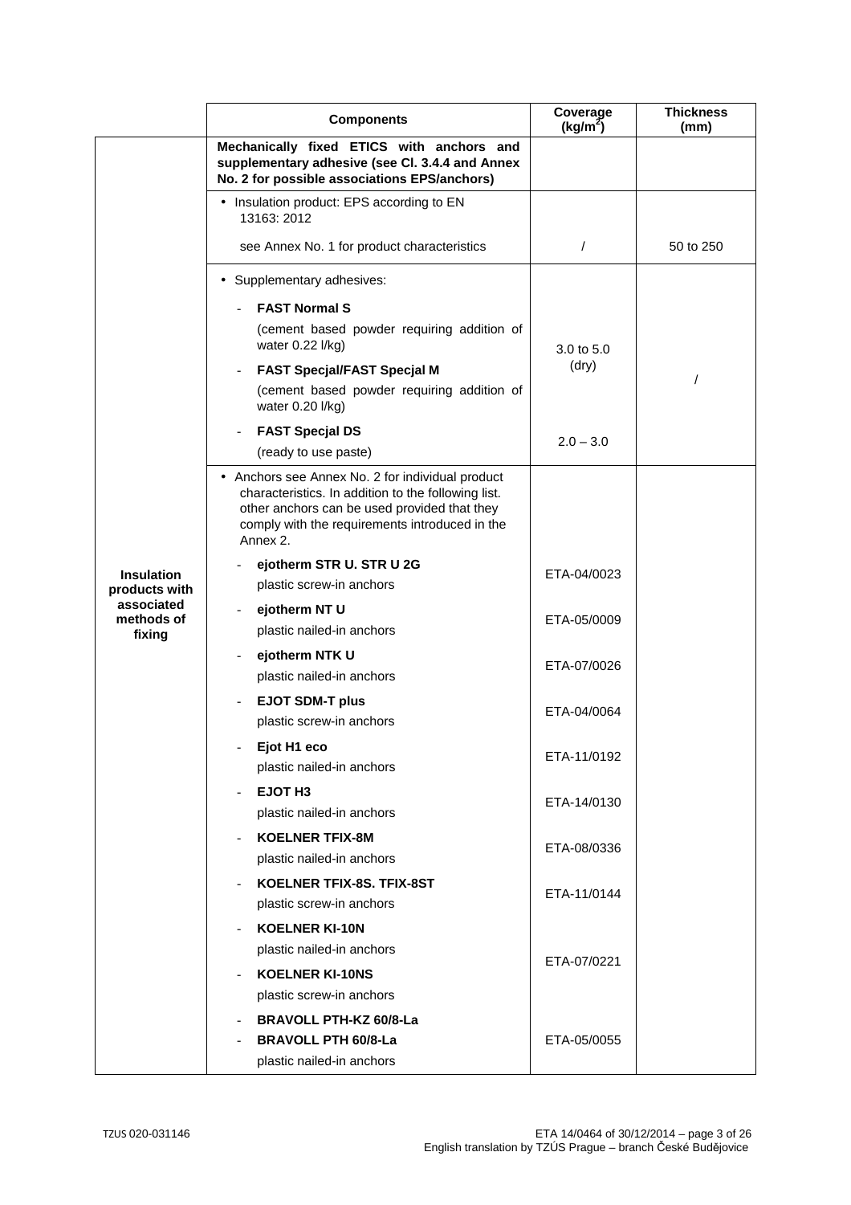| | Components | Coverage (kg/m²) | Thickness (mm) |
|---|---|---|---|
| Insulation products with associated methods of fixing | **Mechanically fixed ETICS with anchors and supplementary adhesive (see Cl. 3.4.4 and Annex No. 2 for possible associations EPS/anchors)** | | |
| | • Insulation product: EPS according to EN 13163: 2012<br><br>see Annex No. 1 for product characteristics | / | 50 to 250 |
| | • Supplementary adhesives:<br>- **FAST Normal S**<br>(cement based powder requiring addition of water 0.22 l/kg)<br>- **FAST Specjal/FAST Specjal M**<br>(cement based powder requiring addition of water 0.20 l/kg) | 3.0 to 5.0 (dry) | / |
| | - **FAST Specjal DS**<br>(ready to use paste) | 2.0 – 3.0 | |
| | • Anchors see Annex No. 2 for individual product characteristics. In addition to the following list. other anchors can be used provided that they comply with the requirements introduced in the Annex 2. | | |
| | - **ejotherm STR U. STR U 2G**<br>plastic screw-in anchors | ETA-04/0023 | |
| | - **ejotherm NT U**<br>plastic nailed-in anchors | ETA-05/0009 | |
| | - **ejotherm NTK U**<br>plastic nailed-in anchors | ETA-07/0026 | |
| | - **EJOT SDM-T plus**<br>plastic screw-in anchors | ETA-04/0064 | |
| | - **Ejot H1 eco**<br>plastic nailed-in anchors | ETA-11/0192 | |
| | - **EJOT H3**<br>plastic nailed-in anchors | ETA-14/0130 | |
| | - **KOELNER TFIX-8M**<br>plastic nailed-in anchors | ETA-08/0336 | |
| | - **KOELNER TFIX-8S. TFIX-8ST**<br>plastic screw-in anchors | ETA-11/0144 | |
| | - **KOELNER KI-10N**<br>plastic nailed-in anchors<br>- **KOELNER KI-10NS**<br>plastic screw-in anchors | ETA-07/0221 | |
| | - **BRAVOLL PTH-KZ 60/8-La**<br>- **BRAVOLL PTH 60/8-La**<br>plastic nailed-in anchors | ETA-05/0055 | |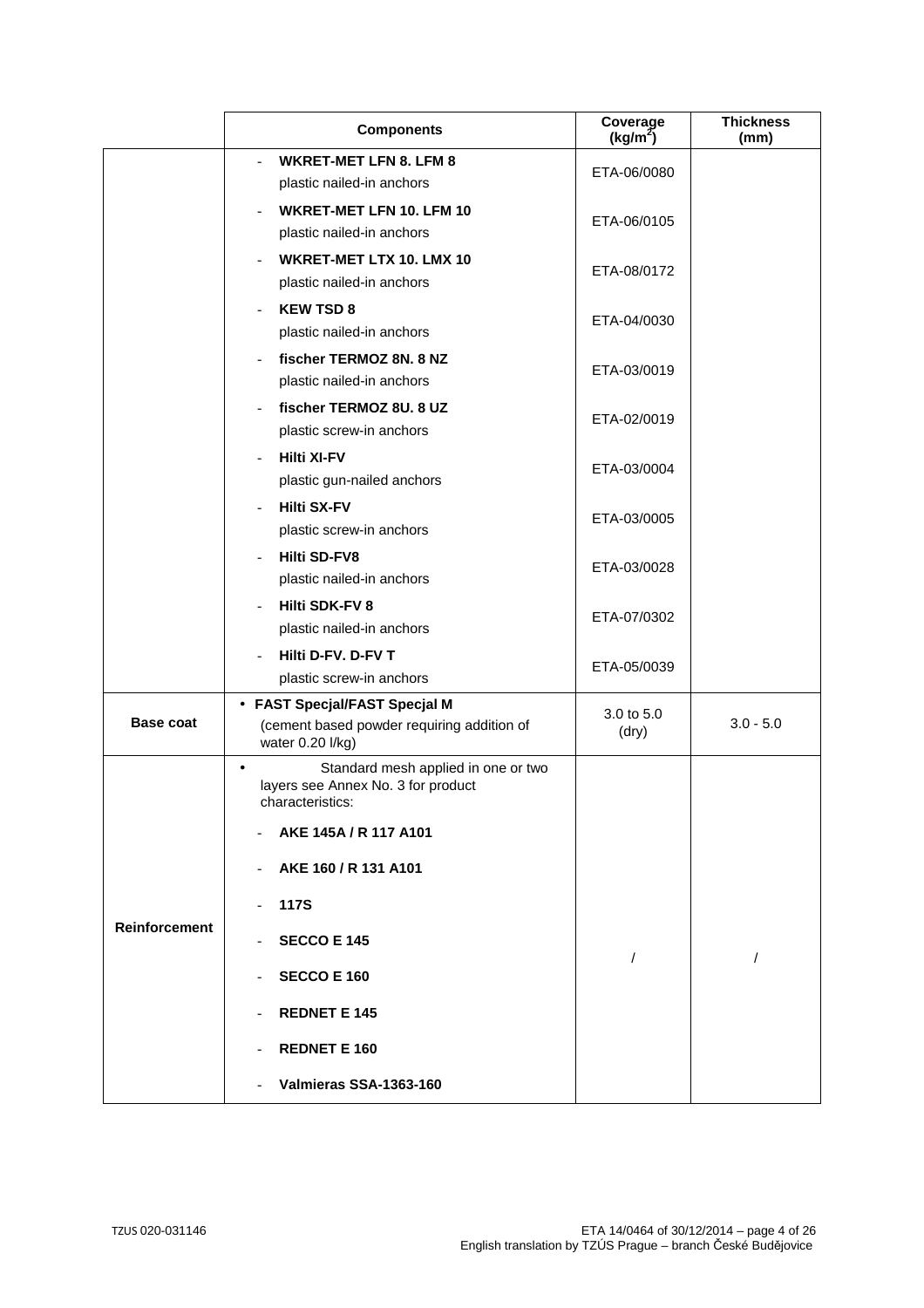| | Components | Coverage (kg/m²) | Thickness (mm) |
|---|---|---|---|
| | - **WKRET-MET LFN 8. LFM 8** plastic nailed-in anchors | ETA-06/0080 | |
| | - **WKRET-MET LFN 10. LFM 10** plastic nailed-in anchors | ETA-06/0105 | |
| | - **WKRET-MET LTX 10. LMX 10** plastic nailed-in anchors | ETA-08/0172 | |
| | - **KEW TSD 8** plastic nailed-in anchors | ETA-04/0030 | |
| | - **fischer TERMOZ 8N. 8 NZ** plastic nailed-in anchors | ETA-03/0019 | |
| | - **fischer TERMOZ 8U. 8 UZ** plastic screw-in anchors | ETA-02/0019 | |
| | - **Hilti XI-FV** plastic gun-nailed anchors | ETA-03/0004 | |
| | - **Hilti SX-FV** plastic screw-in anchors | ETA-03/0005 | |
| | - **Hilti SD-FV8** plastic nailed-in anchors | ETA-03/0028 | |
| | - **Hilti SDK-FV 8** plastic nailed-in anchors | ETA-07/0302 | |
| | - **Hilti D-FV. D-FV T** plastic screw-in anchors | ETA-05/0039 | |
| **Base coat** | • **FAST Specjal/FAST Specjal M** (cement based powder requiring addition of water 0.20 l/kg) | 3.0 to 5.0 (dry) | 3.0 - 5.0 |
| **Reinforcement** | • Standard mesh applied in one or two layers see Annex No. 3 for product characteristics: <br> - **AKE 145A / R 117 A101** <br> - **AKE 160 / R 131 A101** <br> - **117S** <br> - **SECCO E 145** <br> - **SECCO E 160** <br> - **REDNET E 145** <br> - **REDNET E 160** <br> - **Valmieras SSA-1363-160** | / | / |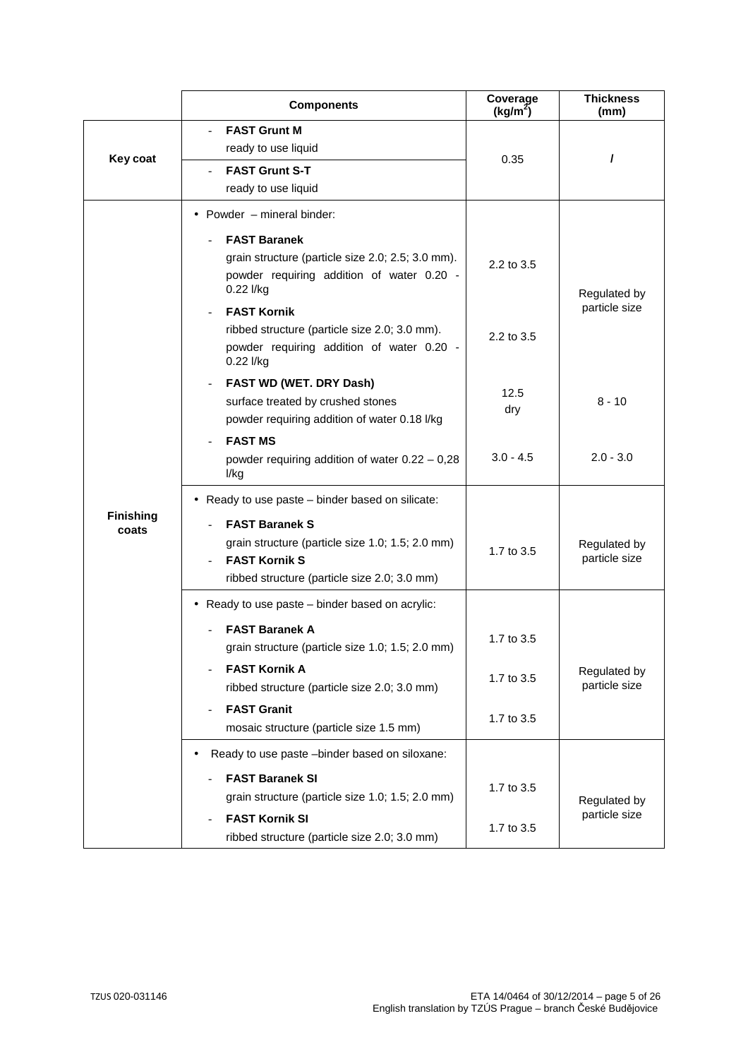| | Components | Coverage (kg/m²) | Thickness (mm) |
|---|---|---|---|
| Key coat | - **FAST Grunt M** ready to use liquid | 0.35 | / |
| | - **FAST Grunt S-T** ready to use liquid | | |
| Finishing coats | • Powder – mineral binder: | | |
| | - **FAST Baranek** grain structure (particle size 2.0; 2.5; 3.0 mm). powder requiring addition of water 0.20 - 0.22 l/kg | 2.2 to 3.5 | Regulated by particle size |
| | - **FAST Kornik** ribbed structure (particle size 2.0; 3.0 mm). powder requiring addition of water 0.20 - 0.22 l/kg | 2.2 to 3.5 | |
| | - **FAST WD (WET. DRY Dash)** surface treated by crushed stones powder requiring addition of water 0.18 l/kg | 12.5 dry | 8 - 10 |
| | - **FAST MS** powder requiring addition of water 0.22 – 0,28 l/kg | 3.0 - 4.5 | 2.0 - 3.0 |
| | • Ready to use paste – binder based on silicate: | | |
| | - **FAST Baranek S** grain structure (particle size 1.0; 1.5; 2.0 mm) - **FAST Kornik S** ribbed structure (particle size 2.0; 3.0 mm) | 1.7 to 3.5 | Regulated by particle size |
| | • Ready to use paste – binder based on acrylic: | | |
| | - **FAST Baranek A** grain structure (particle size 1.0; 1.5; 2.0 mm) | 1.7 to 3.5 | Regulated by particle size |
| | - **FAST Kornik A** ribbed structure (particle size 2.0; 3.0 mm) | 1.7 to 3.5 | |
| | - **FAST Granit** mosaic structure (particle size 1.5 mm) | 1.7 to 3.5 | |
| | • Ready to use paste –binder based on siloxane: | | |
| | - **FAST Baranek SI** grain structure (particle size 1.0; 1.5; 2.0 mm) | 1.7 to 3.5 | Regulated by particle size |
| | - **FAST Kornik SI** ribbed structure (particle size 2.0; 3.0 mm) | 1.7 to 3.5 | |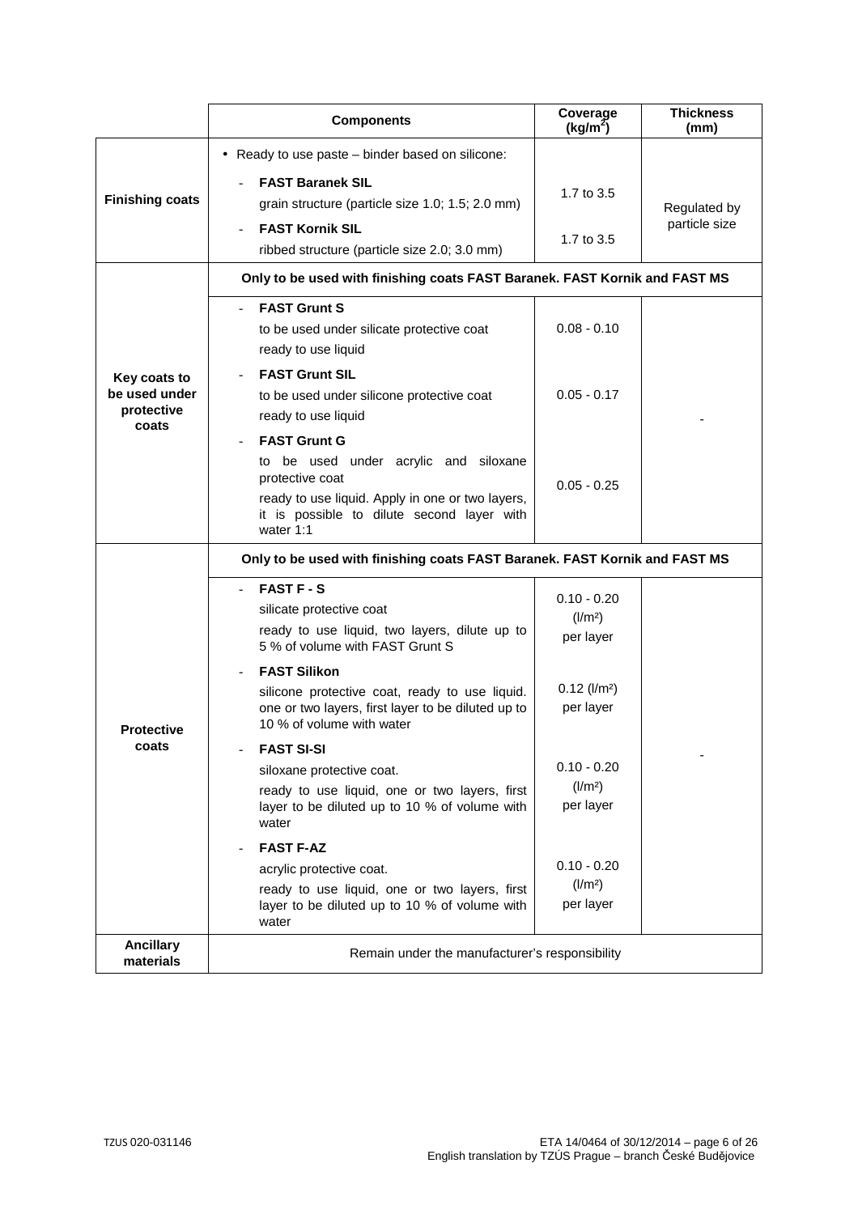| | Components | Coverage ($kg/m^2$) | Thickness (mm) |
|---|---|---|---|
| **Finishing coats** | • Ready to use paste – binder based on silicone:<br>- **FAST Baranek SIL** grain structure (particle size 1.0; 1.5; 2.0 mm)<br>- **FAST Kornik SIL** ribbed structure (particle size 2.0; 3.0 mm) | 1.7 to 3.5<br><br>1.7 to 3.5 | Regulated by particle size |
| **Key coats to be used under protective coats** | **Only to be used with finishing coats FAST Baranek. FAST Kornik and FAST MS** | | |
| | - **FAST Grunt S** to be used under silicate protective coat ready to use liquid | 0.08 - 0.10 | - |
| | - **FAST Grunt SIL** to be used under silicone protective coat ready to use liquid | 0.05 - 0.17 | |
| | - **FAST Grunt G** to be used under acrylic and siloxane protective coat ready to use liquid. Apply in one or two layers, it is possible to dilute second layer with water 1:1 | 0.05 - 0.25 | |
| **Protective coats** | **Only to be used with finishing coats FAST Baranek. FAST Kornik and FAST MS** | | |
| | - **FAST F - S** silicate protective coat ready to use liquid, two layers, dilute up to 5 % of volume with FAST Grunt S | 0.10 - 0.20 ($l/m^2$) per layer | - |
| | - **FAST Silikon** silicone protective coat, ready to use liquid. one or two layers, first layer to be diluted up to 10 % of volume with water | 0.12 ($l/m^2$) per layer | |
| | - **FAST SI-SI** siloxane protective coat. ready to use liquid, one or two layers, first layer to be diluted up to 10 % of volume with water | 0.10 - 0.20 ($l/m^2$) per layer | |
| | - **FAST F-AZ** acrylic protective coat. ready to use liquid, one or two layers, first layer to be diluted up to 10 % of volume with water | 0.10 - 0.20 ($l/m^2$) per layer | |
| **Ancillary materials** | Remain under the manufacturer's responsibility | | |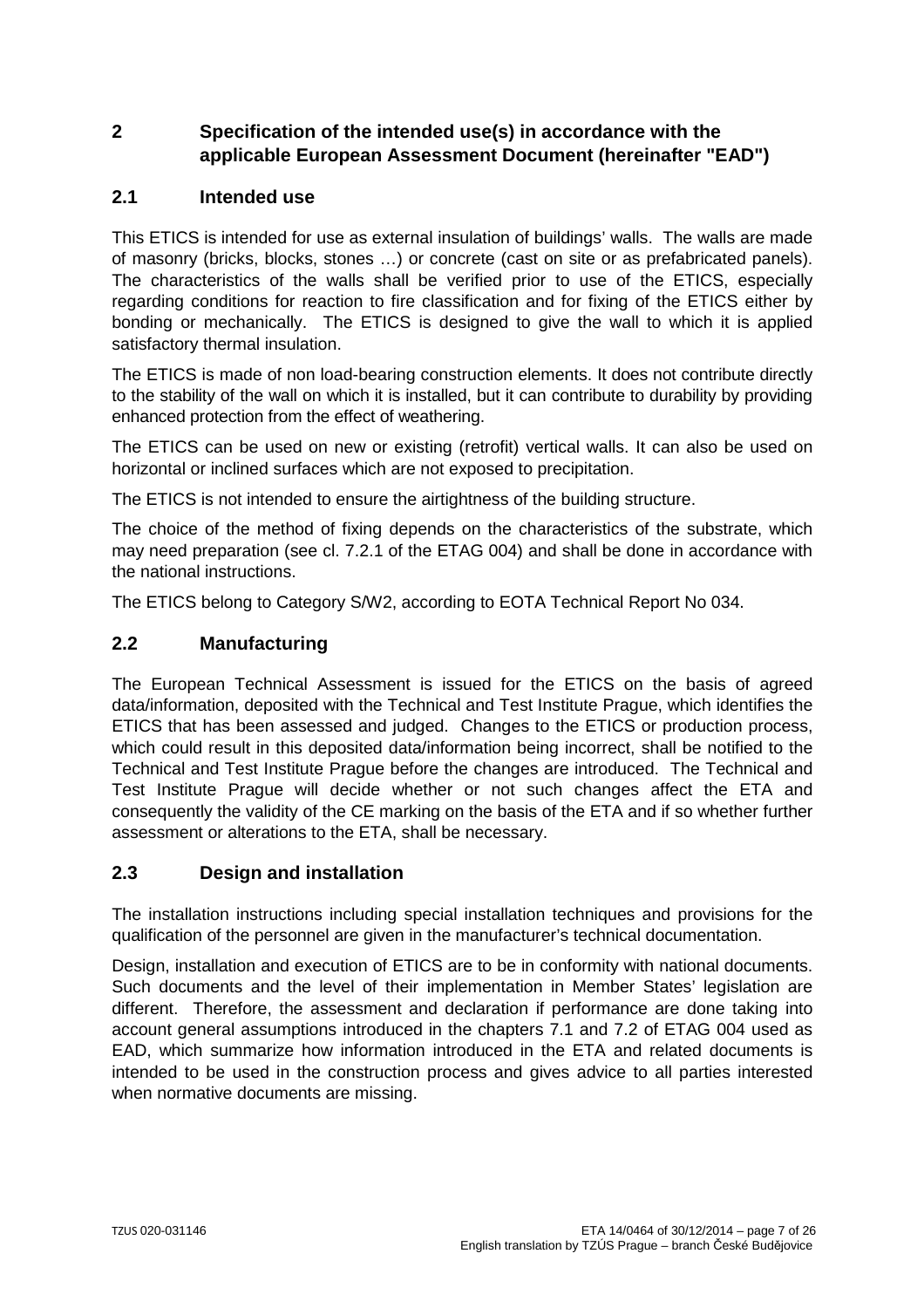# 2 Specification of the intended use(s) in accordance with the applicable European Assessment Document (hereinafter "EAD")

## 2.1 Intended use

This ETICS is intended for use as external insulation of buildings' walls. The walls are made of masonry (bricks, blocks, stones …) or concrete (cast on site or as prefabricated panels). The characteristics of the walls shall be verified prior to use of the ETICS, especially regarding conditions for reaction to fire classification and for fixing of the ETICS either by bonding or mechanically. The ETICS is designed to give the wall to which it is applied satisfactory thermal insulation.

The ETICS is made of non load-bearing construction elements. It does not contribute directly to the stability of the wall on which it is installed, but it can contribute to durability by providing enhanced protection from the effect of weathering.

The ETICS can be used on new or existing (retrofit) vertical walls. It can also be used on horizontal or inclined surfaces which are not exposed to precipitation.

The ETICS is not intended to ensure the airtightness of the building structure.

The choice of the method of fixing depends on the characteristics of the substrate, which may need preparation (see cl. 7.2.1 of the ETAG 004) and shall be done in accordance with the national instructions.

The ETICS belong to Category S/W2, according to EOTA Technical Report No 034.

## 2.2 Manufacturing

The European Technical Assessment is issued for the ETICS on the basis of agreed data/information, deposited with the Technical and Test Institute Prague, which identifies the ETICS that has been assessed and judged. Changes to the ETICS or production process, which could result in this deposited data/information being incorrect, shall be notified to the Technical and Test Institute Prague before the changes are introduced. The Technical and Test Institute Prague will decide whether or not such changes affect the ETA and consequently the validity of the CE marking on the basis of the ETA and if so whether further assessment or alterations to the ETA, shall be necessary.

## 2.3 Design and installation

The installation instructions including special installation techniques and provisions for the qualification of the personnel are given in the manufacturer's technical documentation.

Design, installation and execution of ETICS are to be in conformity with national documents. Such documents and the level of their implementation in Member States' legislation are different. Therefore, the assessment and declaration if performance are done taking into account general assumptions introduced in the chapters 7.1 and 7.2 of ETAG 004 used as EAD, which summarize how information introduced in the ETA and related documents is intended to be used in the construction process and gives advice to all parties interested when normative documents are missing.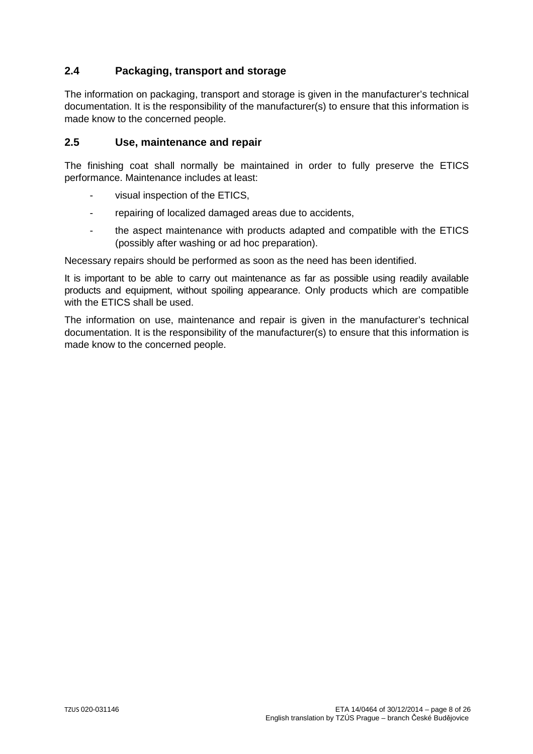## 2.4 Packaging, transport and storage

The information on packaging, transport and storage is given in the manufacturer's technical documentation. It is the responsibility of the manufacturer(s) to ensure that this information is made know to the concerned people.

## 2.5 Use, maintenance and repair

The finishing coat shall normally be maintained in order to fully preserve the ETICS performance. Maintenance includes at least:

- visual inspection of the ETICS,
- repairing of localized damaged areas due to accidents,
- the aspect maintenance with products adapted and compatible with the ETICS (possibly after washing or ad hoc preparation).

Necessary repairs should be performed as soon as the need has been identified.

It is important to be able to carry out maintenance as far as possible using readily available products and equipment, without spoiling appearance. Only products which are compatible with the ETICS shall be used.

The information on use, maintenance and repair is given in the manufacturer's technical documentation. It is the responsibility of the manufacturer(s) to ensure that this information is made know to the concerned people.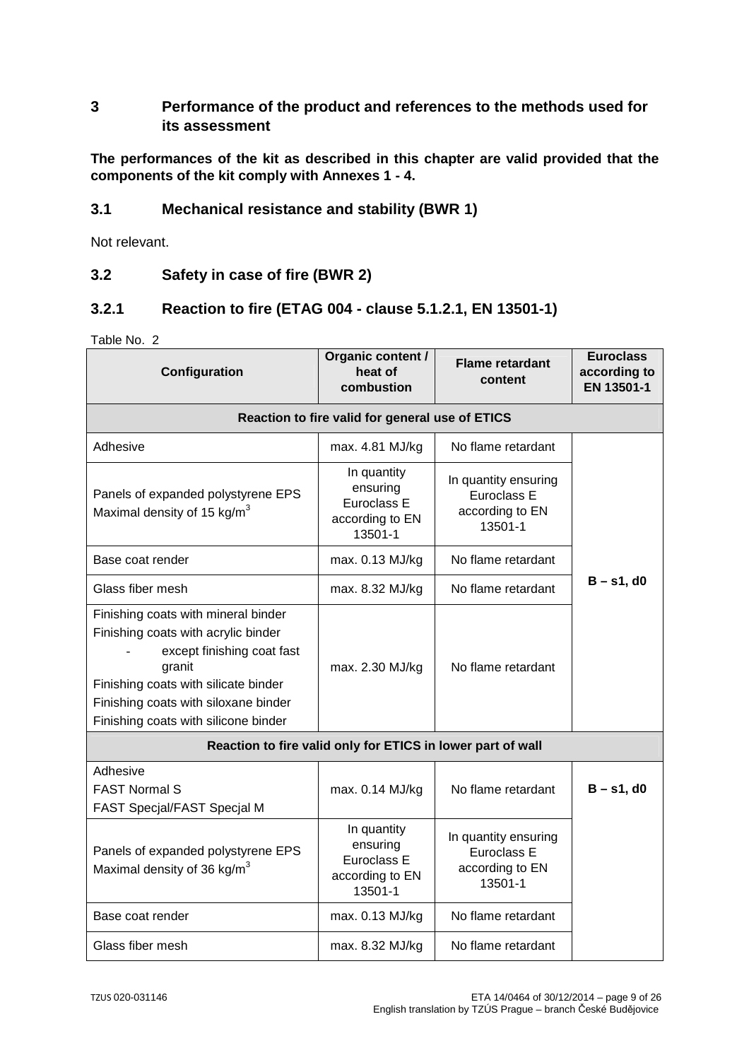## 3 Performance of the product and references to the methods used for its assessment

**The performances of the kit as described in this chapter are valid provided that the components of the kit comply with Annexes 1 - 4.**

### 3.1 Mechanical resistance and stability (BWR 1)

Not relevant.

### 3.2 Safety in case of fire (BWR 2)

### 3.2.1 Reaction to fire (ETAG 004 - clause 5.1.2.1, EN 13501-1)

Table No. 2

| Configuration | Organic content / heat of combustion | Flame retardant content | Euroclass according to EN 13501-1 |
|---|---|---|---|
| **Reaction to fire valid for general use of ETICS** | | | |
| Adhesive | max. 4.81 MJ/kg | No flame retardant | **B – s1, d0** |
| Panels of expanded polystyrene EPS Maximal density of 15 kg/m$^3$ | In quantity ensuring Euroclass E according to EN 13501-1 | In quantity ensuring Euroclass E according to EN 13501-1 | |
| Base coat render | max. 0.13 MJ/kg | No flame retardant | |
| Glass fiber mesh | max. 8.32 MJ/kg | No flame retardant | |
| Finishing coats with mineral binder<br>Finishing coats with acrylic binder<br>- except finishing coat fast granit<br>Finishing coats with silicate binder<br>Finishing coats with siloxane binder<br>Finishing coats with silicone binder | max. 2.30 MJ/kg | No flame retardant | |
| **Reaction to fire valid only for ETICS in lower part of wall** | | | |
| Adhesive<br>FAST Normal S<br>FAST Specjal/FAST Specjal M | max. 0.14 MJ/kg | No flame retardant | **B – s1, d0** |
| Panels of expanded polystyrene EPS Maximal density of 36 kg/m$^3$ | In quantity ensuring Euroclass E according to EN 13501-1 | In quantity ensuring Euroclass E according to EN 13501-1 | |
| Base coat render | max. 0.13 MJ/kg | No flame retardant | |
| Glass fiber mesh | max. 8.32 MJ/kg | No flame retardant | |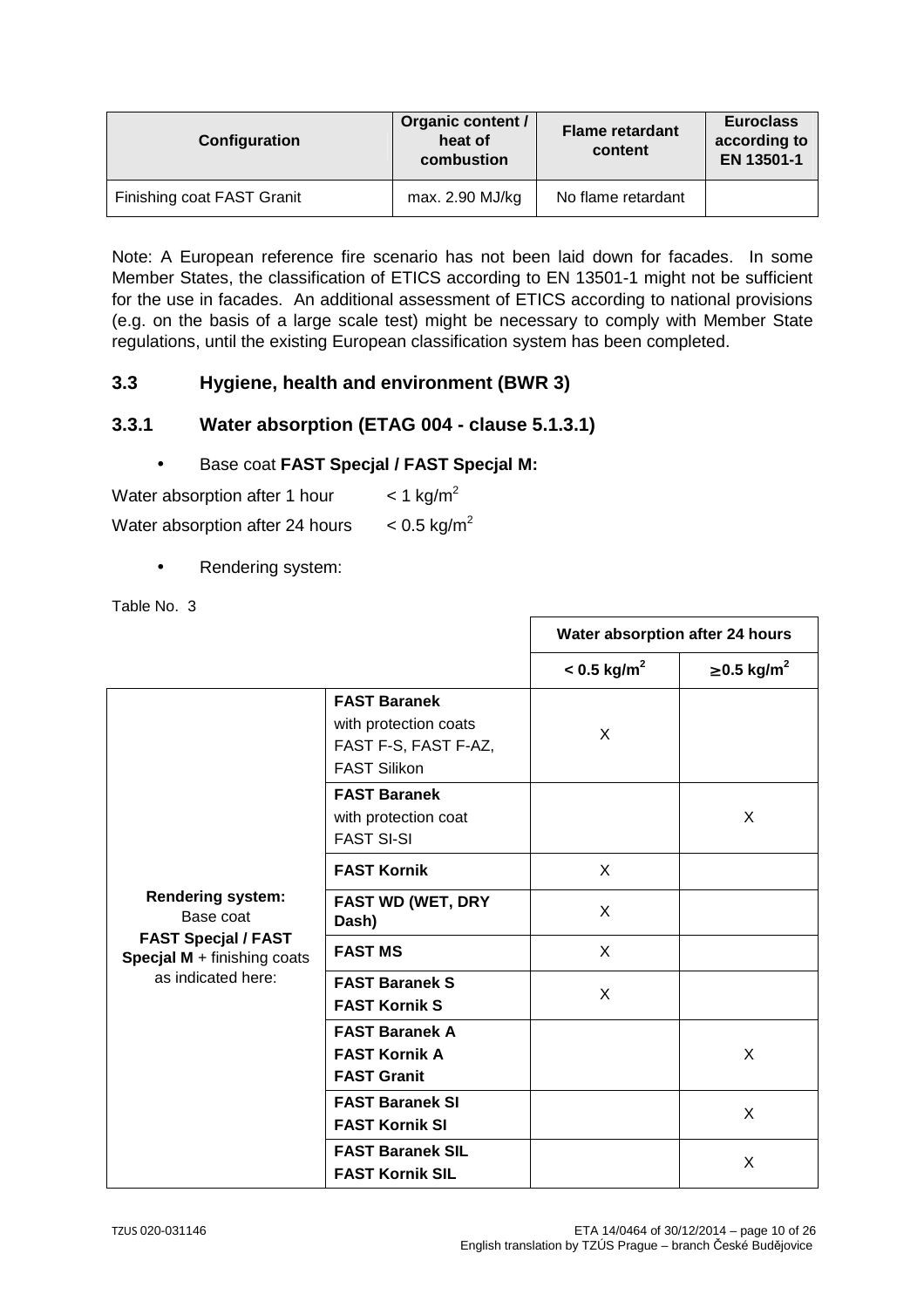| Configuration | Organic content / heat of combustion | Flame retardant content | Euroclass according to EN 13501-1 |
|---|---|---|---|
| Finishing coat FAST Granit | max. 2.90 MJ/kg | No flame retardant | |

Note: A European reference fire scenario has not been laid down for facades. In some Member States, the classification of ETICS according to EN 13501-1 might not be sufficient for the use in facades. An additional assessment of ETICS according to national provisions (e.g. on the basis of a large scale test) might be necessary to comply with Member State regulations, until the existing European classification system has been completed.

### 3.3 Hygiene, health and environment (BWR 3)

### 3.3.1 Water absorption (ETAG 004 - clause 5.1.3.1)

- Base coat **FAST Specjal / FAST Specjal M:**

Water absorption after 1 hour < 1 kg/m$^2$

Water absorption after 24 hours < 0.5 kg/m$^2$

- Rendering system:

Table No. 3

| | | Water absorption after 24 hours | |
|---|---|---|---|
| | | **< 0.5 kg/m$^2$** | **≥0.5 kg/m$^2$** |
| **Rendering system:** Base coat **FAST Specjal / FAST Specjal M** + finishing coats as indicated here: | **FAST Baranek** with protection coats FAST F-S, FAST F-AZ, FAST Silikon | X | |
| | **FAST Baranek** with protection coat FAST SI-SI | | X |
| | **FAST Kornik** | X | |
| | **FAST WD (WET, DRY Dash)** | X | |
| | **FAST MS** | X | |
| | **FAST Baranek S** **FAST Kornik S** | X | |
| | **FAST Baranek A** **FAST Kornik A** **FAST Granit** | | X |
| | **FAST Baranek SI** **FAST Kornik SI** | | X |
| | **FAST Baranek SIL** **FAST Kornik SIL** | | X |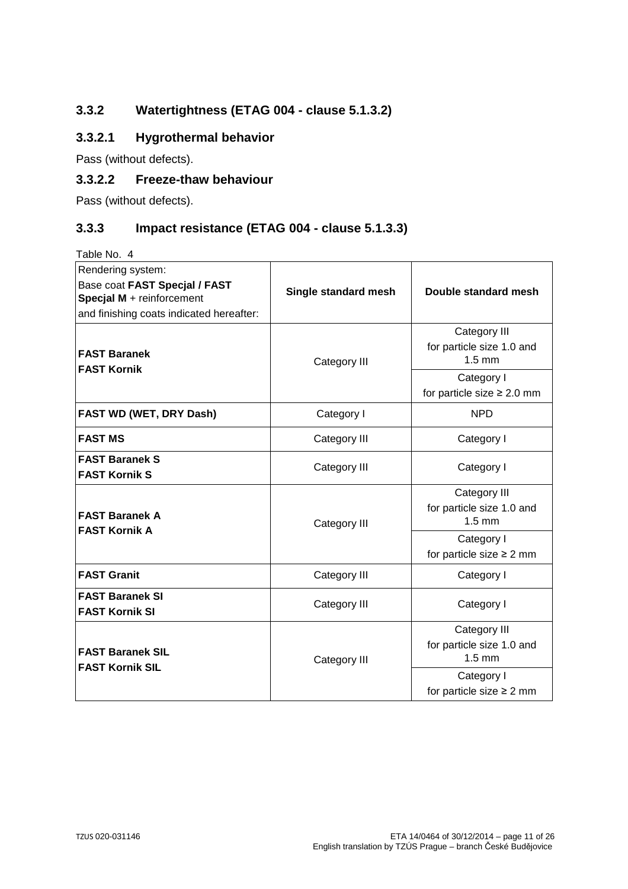### 3.3.2 Watertightness (ETAG 004 - clause 5.1.3.2)

#### 3.3.2.1 Hygrothermal behavior

Pass (without defects).

#### 3.3.2.2 Freeze-thaw behaviour

Pass (without defects).

### 3.3.3 Impact resistance (ETAG 004 - clause 5.1.3.3)

Table No. 4

| Rendering system: Base coat **FAST Specjal / FAST Specjal M** + reinforcement and finishing coats indicated hereafter: | **Single standard mesh** | **Double standard mesh** |
|---|---|---|
| **FAST Baranek** **FAST Kornik** | Category III | Category III for particle size 1.0 and 1.5 mm |
| | | Category I for particle size ≥ 2.0 mm |
| **FAST WD (WET, DRY Dash)** | Category I | NPD |
| **FAST MS** | Category III | Category I |
| **FAST Baranek S** **FAST Kornik S** | Category III | Category I |
| **FAST Baranek A** **FAST Kornik A** | Category III | Category III for particle size 1.0 and 1.5 mm |
| | | Category I for particle size ≥ 2 mm |
| **FAST Granit** | Category III | Category I |
| **FAST Baranek SI** **FAST Kornik SI** | Category III | Category I |
| **FAST Baranek SIL** **FAST Kornik SIL** | Category III | Category III for particle size 1.0 and 1.5 mm |
| | | Category I for particle size ≥ 2 mm |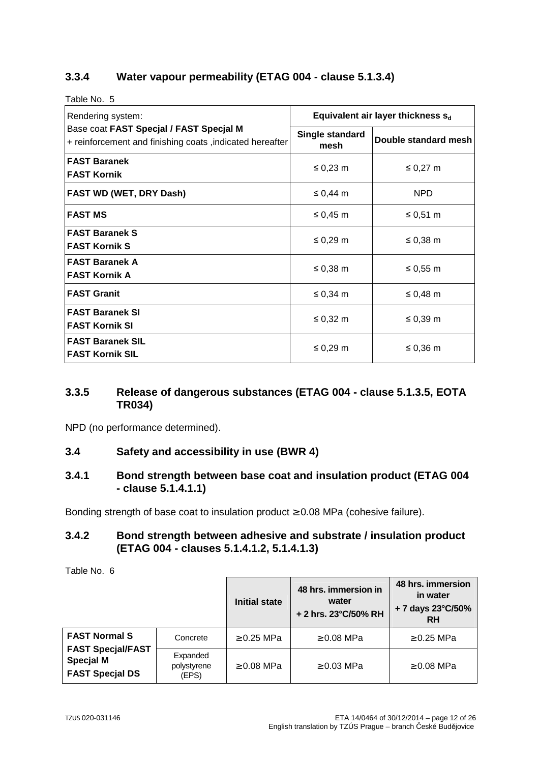### 3.3.4 Water vapour permeability (ETAG 004 - clause 5.1.3.4)

Table No. 5

| Rendering system: Base coat **FAST Specjal / FAST Specjal M** + reinforcement and finishing coats ,indicated hereafter | Equivalent air layer thickness $s_d$ | |
|---|---|---|
| | **Single standard mesh** | **Double standard mesh** |
| **FAST Baranek**<br>**FAST Kornik** | ≤ 0,23 m | ≤ 0,27 m |
| **FAST WD (WET, DRY Dash)** | ≤ 0,44 m | NPD |
| **FAST MS** | ≤ 0,45 m | ≤ 0,51 m |
| **FAST Baranek S**<br>**FAST Kornik S** | ≤ 0,29 m | ≤ 0,38 m |
| **FAST Baranek A**<br>**FAST Kornik A** | ≤ 0,38 m | ≤ 0,55 m |
| **FAST Granit** | ≤ 0,34 m | ≤ 0,48 m |
| **FAST Baranek SI**<br>**FAST Kornik SI** | ≤ 0,32 m | ≤ 0,39 m |
| **FAST Baranek SIL**<br>**FAST Kornik SIL** | ≤ 0,29 m | ≤ 0,36 m |

### 3.3.5 Release of dangerous substances (ETAG 004 - clause 5.1.3.5, EOTA TR034)

NPD (no performance determined).

## 3.4 Safety and accessibility in use (BWR 4)

### 3.4.1 Bond strength between base coat and insulation product (ETAG 004 - clause 5.1.4.1.1)

Bonding strength of base coat to insulation product ≥ 0.08 MPa (cohesive failure).

### 3.4.2 Bond strength between adhesive and substrate / insulation product (ETAG 004 - clauses 5.1.4.1.2, 5.1.4.1.3)

Table No. 6

| | | **Initial state** | **48 hrs. immersion in water + 2 hrs. 23°C/50% RH** | **48 hrs. immersion in water + 7 days 23°C/50% RH** |
|---|---|---|---|---|
| **FAST Normal S**<br>**FAST Specjal/FAST Specjal M**<br>**FAST Specjal DS** | Concrete | ≥ 0.25 MPa | ≥ 0.08 MPa | ≥ 0.25 MPa |
| | Expanded polystyrene (EPS) | ≥ 0.08 MPa | ≥ 0.03 MPa | ≥ 0.08 MPa |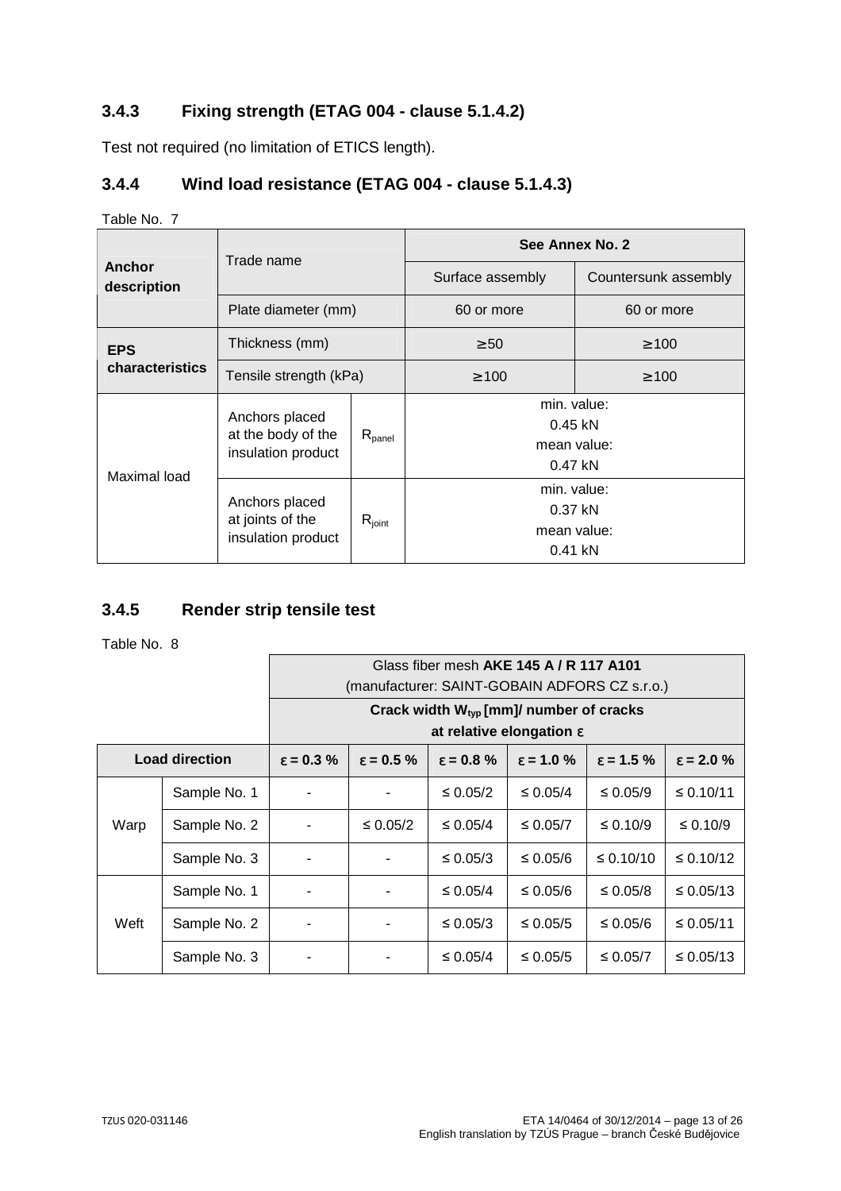### 3.4.3 Fixing strength (ETAG 004 - clause 5.1.4.2)

Test not required (no limitation of ETICS length).

### 3.4.4 Wind load resistance (ETAG 004 - clause 5.1.4.3)

Table No. 7

| Anchor description | Trade name | | See Annex No. 2 | |
|---|---|---|---|---|
| | | | Surface assembly | Countersunk assembly |
| | Plate diameter (mm) | | 60 or more | 60 or more |
| EPS characteristics | Thickness (mm) | | ≥ 50 | ≥ 100 |
| | Tensile strength (kPa) | | ≥ 100 | ≥ 100 |
| Maximal load | Anchors placed at the body of the insulation product | $R_{panel}$ | min. value: 0.45 kN mean value: 0.47 kN | |
| | Anchors placed at joints of the insulation product | $R_{joint}$ | min. value: 0.37 kN mean value: 0.41 kN | |

### 3.4.5 Render strip tensile test

Table No. 8

| | | Glass fiber mesh **AKE 145 A / R 117 A101** (manufacturer: SAINT-GOBAIN ADFORS CZ s.r.o.) | | | | | |
|---|---|---|---|---|---|---|---|
| | | **Crack width $W_{typ}$ [mm]/ number of cracks at relative elongation ε** | | | | | |
| **Load direction** | | **ε = 0.3 %** | **ε = 0.5 %** | **ε = 0.8 %** | **ε = 1.0 %** | **ε = 1.5 %** | **ε = 2.0 %** |
| Warp | Sample No. 1 | - | - | ≤ 0.05/2 | ≤ 0.05/4 | ≤ 0.05/9 | ≤ 0.10/11 |
| | Sample No. 2 | - | ≤ 0.05/2 | ≤ 0.05/4 | ≤ 0.05/7 | ≤ 0.10/9 | ≤ 0.10/9 |
| | Sample No. 3 | - | - | ≤ 0.05/3 | ≤ 0.05/6 | ≤ 0.10/10 | ≤ 0.10/12 |
| Weft | Sample No. 1 | - | - | ≤ 0.05/4 | ≤ 0.05/6 | ≤ 0.05/8 | ≤ 0.05/13 |
| | Sample No. 2 | - | - | ≤ 0.05/3 | ≤ 0.05/5 | ≤ 0.05/6 | ≤ 0.05/11 |
| | Sample No. 3 | - | - | ≤ 0.05/4 | ≤ 0.05/5 | ≤ 0.05/7 | ≤ 0.05/13 |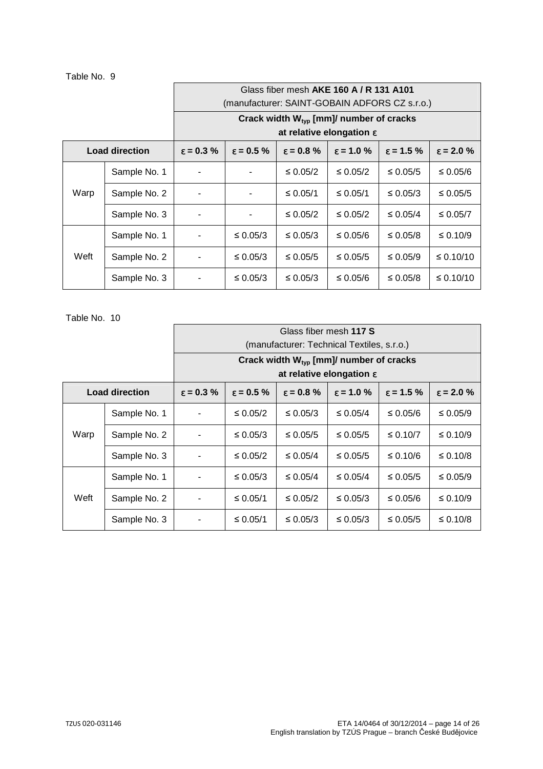Table No. 9

| Load direction | | Glass fiber mesh **AKE 160 A / R 131 A101** (manufacturer: SAINT-GOBAIN ADFORS CZ s.r.o.) | | | | | |
|---|---|---|---|---|---|---|---|
| | | **Crack width $W_{typ}$ [mm]/ number of cracks at relative elongation ε** | | | | | |
| | | **ε = 0.3 %** | **ε = 0.5 %** | **ε = 0.8 %** | **ε = 1.0 %** | **ε = 1.5 %** | **ε = 2.0 %** |
| Warp | Sample No. 1 | - | - | ≤ 0.05/2 | ≤ 0.05/2 | ≤ 0.05/5 | ≤ 0.05/6 |
| | Sample No. 2 | - | - | ≤ 0.05/1 | ≤ 0.05/1 | ≤ 0.05/3 | ≤ 0.05/5 |
| | Sample No. 3 | - | - | ≤ 0.05/2 | ≤ 0.05/2 | ≤ 0.05/4 | ≤ 0.05/7 |
| Weft | Sample No. 1 | - | ≤ 0.05/3 | ≤ 0.05/3 | ≤ 0.05/6 | ≤ 0.05/8 | ≤ 0.10/9 |
| | Sample No. 2 | - | ≤ 0.05/3 | ≤ 0.05/5 | ≤ 0.05/5 | ≤ 0.05/9 | ≤ 0.10/10 |
| | Sample No. 3 | - | ≤ 0.05/3 | ≤ 0.05/3 | ≤ 0.05/6 | ≤ 0.05/8 | ≤ 0.10/10 |

Table No. 10

| Load direction | | Glass fiber mesh **117 S** (manufacturer: Technical Textiles, s.r.o.) | | | | | |
|---|---|---|---|---|---|---|---|
| | | **Crack width $W_{typ}$ [mm]/ number of cracks at relative elongation ε** | | | | | |
| | | **ε = 0.3 %** | **ε = 0.5 %** | **ε = 0.8 %** | **ε = 1.0 %** | **ε = 1.5 %** | **ε = 2.0 %** |
| Warp | Sample No. 1 | - | ≤ 0.05/2 | ≤ 0.05/3 | ≤ 0.05/4 | ≤ 0.05/6 | ≤ 0.05/9 |
| | Sample No. 2 | - | ≤ 0.05/3 | ≤ 0.05/5 | ≤ 0.05/5 | ≤ 0.10/7 | ≤ 0.10/9 |
| | Sample No. 3 | - | ≤ 0.05/2 | ≤ 0.05/4 | ≤ 0.05/5 | ≤ 0.10/6 | ≤ 0.10/8 |
| Weft | Sample No. 1 | - | ≤ 0.05/3 | ≤ 0.05/4 | ≤ 0.05/4 | ≤ 0.05/5 | ≤ 0.05/9 |
| | Sample No. 2 | - | ≤ 0.05/1 | ≤ 0.05/2 | ≤ 0.05/3 | ≤ 0.05/6 | ≤ 0.10/9 |
| | Sample No. 3 | - | ≤ 0.05/1 | ≤ 0.05/3 | ≤ 0.05/3 | ≤ 0.05/5 | ≤ 0.10/8 |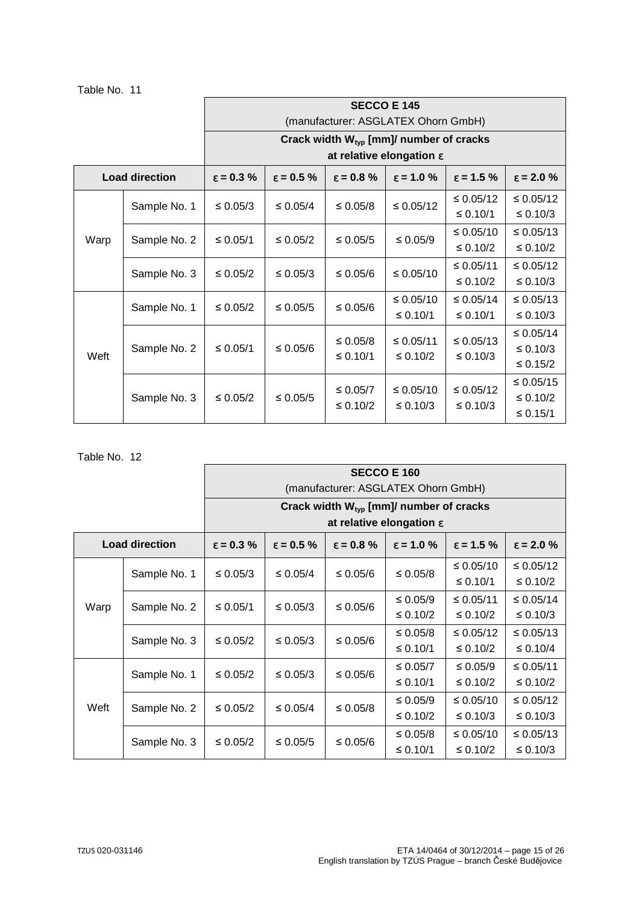Table No. 11

| Load direction | | SECCO E 145 (manufacturer: ASGLATEX Ohorn GmbH) | | | | | |
|---|---|---|---|---|---|---|---|
| | | Crack width $W_{typ}$ [mm]/ number of cracks at relative elongation ε | | | | | |
| | | ε = 0.3 % | ε = 0.5 % | ε = 0.8 % | ε = 1.0 % | ε = 1.5 % | ε = 2.0 % |
| Warp | Sample No. 1 | ≤ 0.05/3 | ≤ 0.05/4 | ≤ 0.05/8 | ≤ 0.05/12 | ≤ 0.05/12 ≤ 0.10/1 | ≤ 0.05/12 ≤ 0.10/3 |
| | Sample No. 2 | ≤ 0.05/1 | ≤ 0.05/2 | ≤ 0.05/5 | ≤ 0.05/9 | ≤ 0.05/10 ≤ 0.10/2 | ≤ 0.05/13 ≤ 0.10/2 |
| | Sample No. 3 | ≤ 0.05/2 | ≤ 0.05/3 | ≤ 0.05/6 | ≤ 0.05/10 | ≤ 0.05/11 ≤ 0.10/2 | ≤ 0.05/12 ≤ 0.10/3 |
| Weft | Sample No. 1 | ≤ 0.05/2 | ≤ 0.05/5 | ≤ 0.05/6 | ≤ 0.05/10 ≤ 0.10/1 | ≤ 0.05/14 ≤ 0.10/1 | ≤ 0.05/13 ≤ 0.10/3 |
| | Sample No. 2 | ≤ 0.05/1 | ≤ 0.05/6 | ≤ 0.05/8 ≤ 0.10/1 | ≤ 0.05/11 ≤ 0.10/2 | ≤ 0.05/13 ≤ 0.10/3 | ≤ 0.05/14 ≤ 0.10/3 ≤ 0.15/2 |
| | Sample No. 3 | ≤ 0.05/2 | ≤ 0.05/5 | ≤ 0.05/7 ≤ 0.10/2 | ≤ 0.05/10 ≤ 0.10/3 | ≤ 0.05/12 ≤ 0.10/3 | ≤ 0.05/15 ≤ 0.10/2 ≤ 0.15/1 |

Table No. 12

| Load direction | | SECCO E 160 (manufacturer: ASGLATEX Ohorn GmbH) | | | | | |
|---|---|---|---|---|---|---|---|
| | | Crack width $W_{typ}$ [mm]/ number of cracks at relative elongation ε | | | | | |
| | | ε = 0.3 % | ε = 0.5 % | ε = 0.8 % | ε = 1.0 % | ε = 1.5 % | ε = 2.0 % |
| Warp | Sample No. 1 | ≤ 0.05/3 | ≤ 0.05/4 | ≤ 0.05/6 | ≤ 0.05/8 | ≤ 0.05/10 ≤ 0.10/1 | ≤ 0.05/12 ≤ 0.10/2 |
| | Sample No. 2 | ≤ 0.05/1 | ≤ 0.05/3 | ≤ 0.05/6 | ≤ 0.05/9 ≤ 0.10/2 | ≤ 0.05/11 ≤ 0.10/2 | ≤ 0.05/14 ≤ 0.10/3 |
| | Sample No. 3 | ≤ 0.05/2 | ≤ 0.05/3 | ≤ 0.05/6 | ≤ 0.05/8 ≤ 0.10/1 | ≤ 0.05/12 ≤ 0.10/2 | ≤ 0.05/13 ≤ 0.10/4 |
| Weft | Sample No. 1 | ≤ 0.05/2 | ≤ 0.05/3 | ≤ 0.05/6 | ≤ 0.05/7 ≤ 0.10/1 | ≤ 0.05/9 ≤ 0.10/2 | ≤ 0.05/11 ≤ 0.10/2 |
| | Sample No. 2 | ≤ 0.05/2 | ≤ 0.05/4 | ≤ 0.05/8 | ≤ 0.05/9 ≤ 0.10/2 | ≤ 0.05/10 ≤ 0.10/3 | ≤ 0.05/12 ≤ 0.10/3 |
| | Sample No. 3 | ≤ 0.05/2 | ≤ 0.05/5 | ≤ 0.05/6 | ≤ 0.05/8 ≤ 0.10/1 | ≤ 0.05/10 ≤ 0.10/2 | ≤ 0.05/13 ≤ 0.10/3 |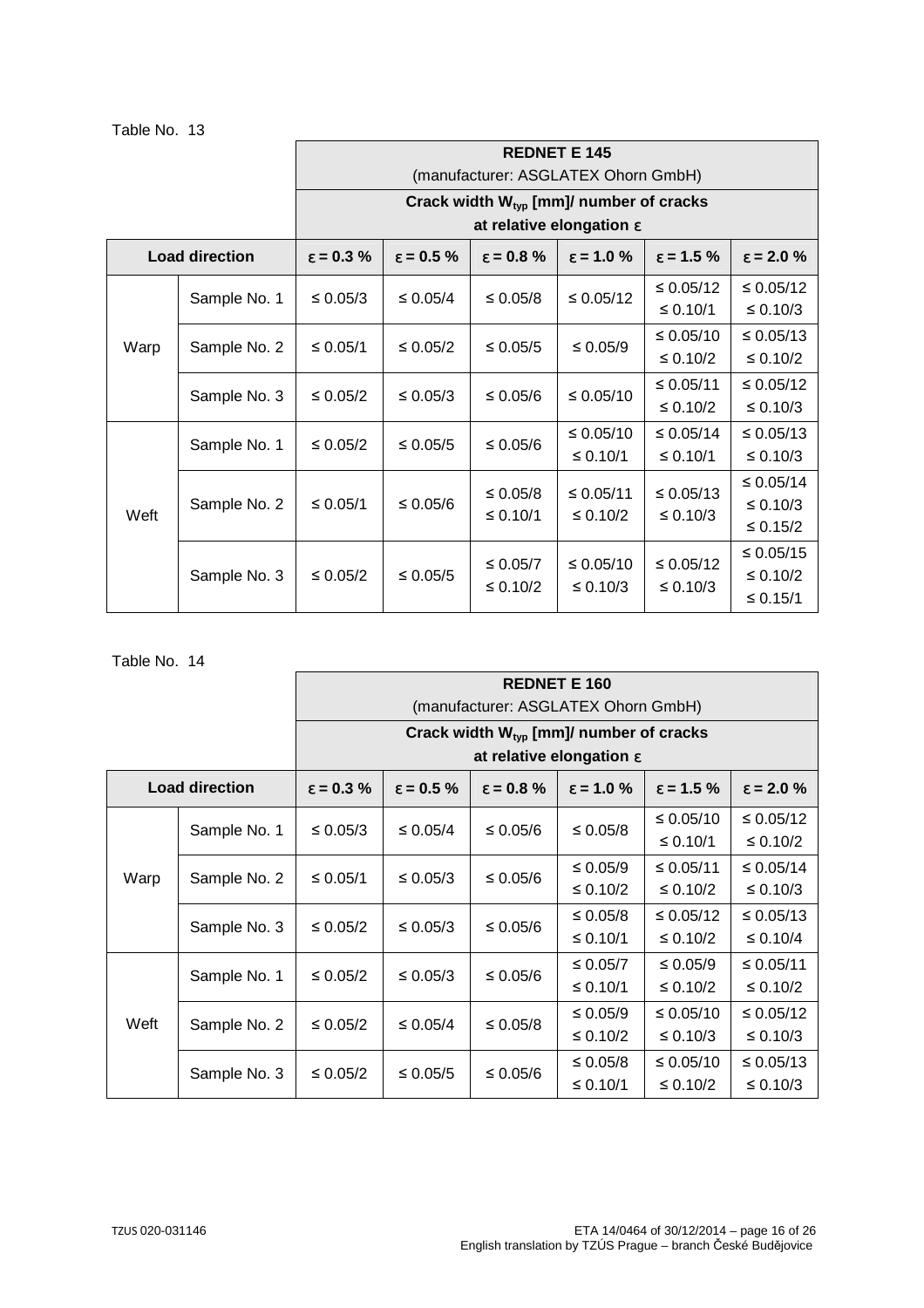Table No. 13

| | | REDNET E 145 (manufacturer: ASGLATEX Ohorn GmbH) | | | | | |
|---|---|---|---|---|---|---|---|
| | | Crack width $W_{typ}$ [mm]/ number of cracks at relative elongation ε | | | | | |
| **Load direction** | | **ε = 0.3 %** | **ε = 0.5 %** | **ε = 0.8 %** | **ε = 1.0 %** | **ε = 1.5 %** | **ε = 2.0 %** |
| Warp | Sample No. 1 | ≤ 0.05/3 | ≤ 0.05/4 | ≤ 0.05/8 | ≤ 0.05/12 | ≤ 0.05/12<br>≤ 0.10/1 | ≤ 0.05/12<br>≤ 0.10/3 |
| | Sample No. 2 | ≤ 0.05/1 | ≤ 0.05/2 | ≤ 0.05/5 | ≤ 0.05/9 | ≤ 0.05/10<br>≤ 0.10/2 | ≤ 0.05/13<br>≤ 0.10/2 |
| | Sample No. 3 | ≤ 0.05/2 | ≤ 0.05/3 | ≤ 0.05/6 | ≤ 0.05/10 | ≤ 0.05/11<br>≤ 0.10/2 | ≤ 0.05/12<br>≤ 0.10/3 |
| Weft | Sample No. 1 | ≤ 0.05/2 | ≤ 0.05/5 | ≤ 0.05/6 | ≤ 0.05/10<br>≤ 0.10/1 | ≤ 0.05/14<br>≤ 0.10/1 | ≤ 0.05/13<br>≤ 0.10/3 |
| | Sample No. 2 | ≤ 0.05/1 | ≤ 0.05/6 | ≤ 0.05/8<br>≤ 0.10/1 | ≤ 0.05/11<br>≤ 0.10/2 | ≤ 0.05/13<br>≤ 0.10/3 | ≤ 0.05/14<br>≤ 0.10/3<br>≤ 0.15/2 |
| | Sample No. 3 | ≤ 0.05/2 | ≤ 0.05/5 | ≤ 0.05/7<br>≤ 0.10/2 | ≤ 0.05/10<br>≤ 0.10/3 | ≤ 0.05/12<br>≤ 0.10/3 | ≤ 0.05/15<br>≤ 0.10/2<br>≤ 0.15/1 |

Table No. 14

| | | REDNET E 160 (manufacturer: ASGLATEX Ohorn GmbH) | | | | | |
|---|---|---|---|---|---|---|---|
| | | Crack width $W_{typ}$ [mm]/ number of cracks at relative elongation ε | | | | | |
| **Load direction** | | **ε = 0.3 %** | **ε = 0.5 %** | **ε = 0.8 %** | **ε = 1.0 %** | **ε = 1.5 %** | **ε = 2.0 %** |
| Warp | Sample No. 1 | ≤ 0.05/3 | ≤ 0.05/4 | ≤ 0.05/6 | ≤ 0.05/8 | ≤ 0.05/10<br>≤ 0.10/1 | ≤ 0.05/12<br>≤ 0.10/2 |
| | Sample No. 2 | ≤ 0.05/1 | ≤ 0.05/3 | ≤ 0.05/6 | ≤ 0.05/9<br>≤ 0.10/2 | ≤ 0.05/11<br>≤ 0.10/2 | ≤ 0.05/14<br>≤ 0.10/3 |
| | Sample No. 3 | ≤ 0.05/2 | ≤ 0.05/3 | ≤ 0.05/6 | ≤ 0.05/8<br>≤ 0.10/1 | ≤ 0.05/12<br>≤ 0.10/2 | ≤ 0.05/13<br>≤ 0.10/4 |
| Weft | Sample No. 1 | ≤ 0.05/2 | ≤ 0.05/3 | ≤ 0.05/6 | ≤ 0.05/7<br>≤ 0.10/1 | ≤ 0.05/9<br>≤ 0.10/2 | ≤ 0.05/11<br>≤ 0.10/2 |
| | Sample No. 2 | ≤ 0.05/2 | ≤ 0.05/4 | ≤ 0.05/8 | ≤ 0.05/9<br>≤ 0.10/2 | ≤ 0.05/10<br>≤ 0.10/3 | ≤ 0.05/12<br>≤ 0.10/3 |
| | Sample No. 3 | ≤ 0.05/2 | ≤ 0.05/5 | ≤ 0.05/6 | ≤ 0.05/8<br>≤ 0.10/1 | ≤ 0.05/10<br>≤ 0.10/2 | ≤ 0.05/13<br>≤ 0.10/3 |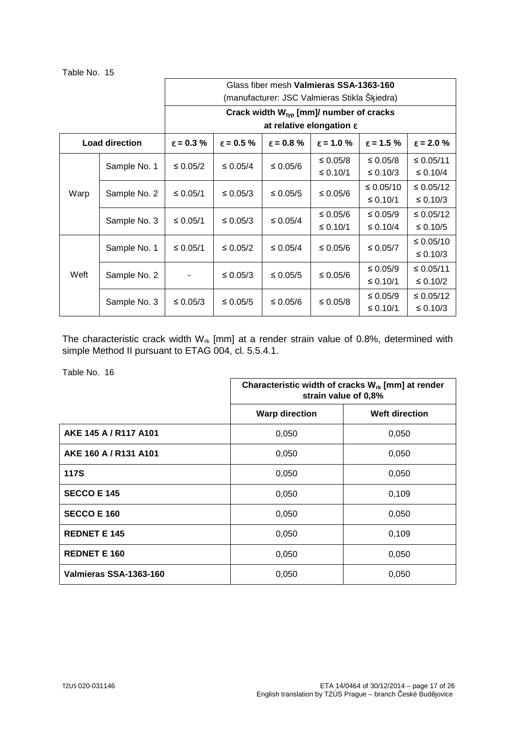Table No. 15

| Load direction | | Glass fiber mesh **Valmieras SSA-1363-160** (manufacturer: JSC Valmieras Stikla Šķiedra) | | | | | |
|---|---|---|---|---|---|---|---|
| | | **Crack width $W_{typ}$ [mm]/ number of cracks at relative elongation ε** | | | | | |
| | | **ε = 0.3 %** | **ε = 0.5 %** | **ε = 0.8 %** | **ε = 1.0 %** | **ε = 1.5 %** | **ε = 2.0 %** |
| Warp | Sample No. 1 | ≤ 0.05/2 | ≤ 0.05/4 | ≤ 0.05/6 | ≤ 0.05/8<br>≤ 0.10/1 | ≤ 0.05/8<br>≤ 0.10/3 | ≤ 0.05/11<br>≤ 0.10/4 |
| | Sample No. 2 | ≤ 0.05/1 | ≤ 0.05/3 | ≤ 0.05/5 | ≤ 0.05/6 | ≤ 0.05/10<br>≤ 0.10/1 | ≤ 0.05/12<br>≤ 0.10/3 |
| | Sample No. 3 | ≤ 0.05/1 | ≤ 0.05/3 | ≤ 0.05/4 | ≤ 0.05/6<br>≤ 0.10/1 | ≤ 0.05/9<br>≤ 0.10/4 | ≤ 0.05/12<br>≤ 0.10/5 |
| Weft | Sample No. 1 | ≤ 0.05/1 | ≤ 0.05/2 | ≤ 0.05/4 | ≤ 0.05/6 | ≤ 0.05/7 | ≤ 0.05/10<br>≤ 0.10/3 |
| | Sample No. 2 | - | ≤ 0.05/3 | ≤ 0.05/5 | ≤ 0.05/6 | ≤ 0.05/9<br>≤ 0.10/1 | ≤ 0.05/11<br>≤ 0.10/2 |
| | Sample No. 3 | ≤ 0.05/3 | ≤ 0.05/5 | ≤ 0.05/6 | ≤ 0.05/8 | ≤ 0.05/9<br>≤ 0.10/1 | ≤ 0.05/12<br>≤ 0.10/3 |

The characteristic crack width $W_{rk}$ [mm] at a render strain value of 0.8%, determined with simple Method II pursuant to ETAG 004, cl. 5.5.4.1.

Table No. 16

| | **Characteristic width of cracks $W_{rk}$ [mm] at render strain value of 0,8%** | |
|---|---|---|
| | **Warp direction** | **Weft direction** |
| **AKE 145 A / R117 A101** | 0,050 | 0,050 |
| **AKE 160 A / R131 A101** | 0,050 | 0,050 |
| **117S** | 0,050 | 0,050 |
| **SECCO E 145** | 0,050 | 0,109 |
| **SECCO E 160** | 0,050 | 0,050 |
| **REDNET E 145** | 0,050 | 0,109 |
| **REDNET E 160** | 0,050 | 0,050 |
| **Valmieras SSA-1363-160** | 0,050 | 0,050 |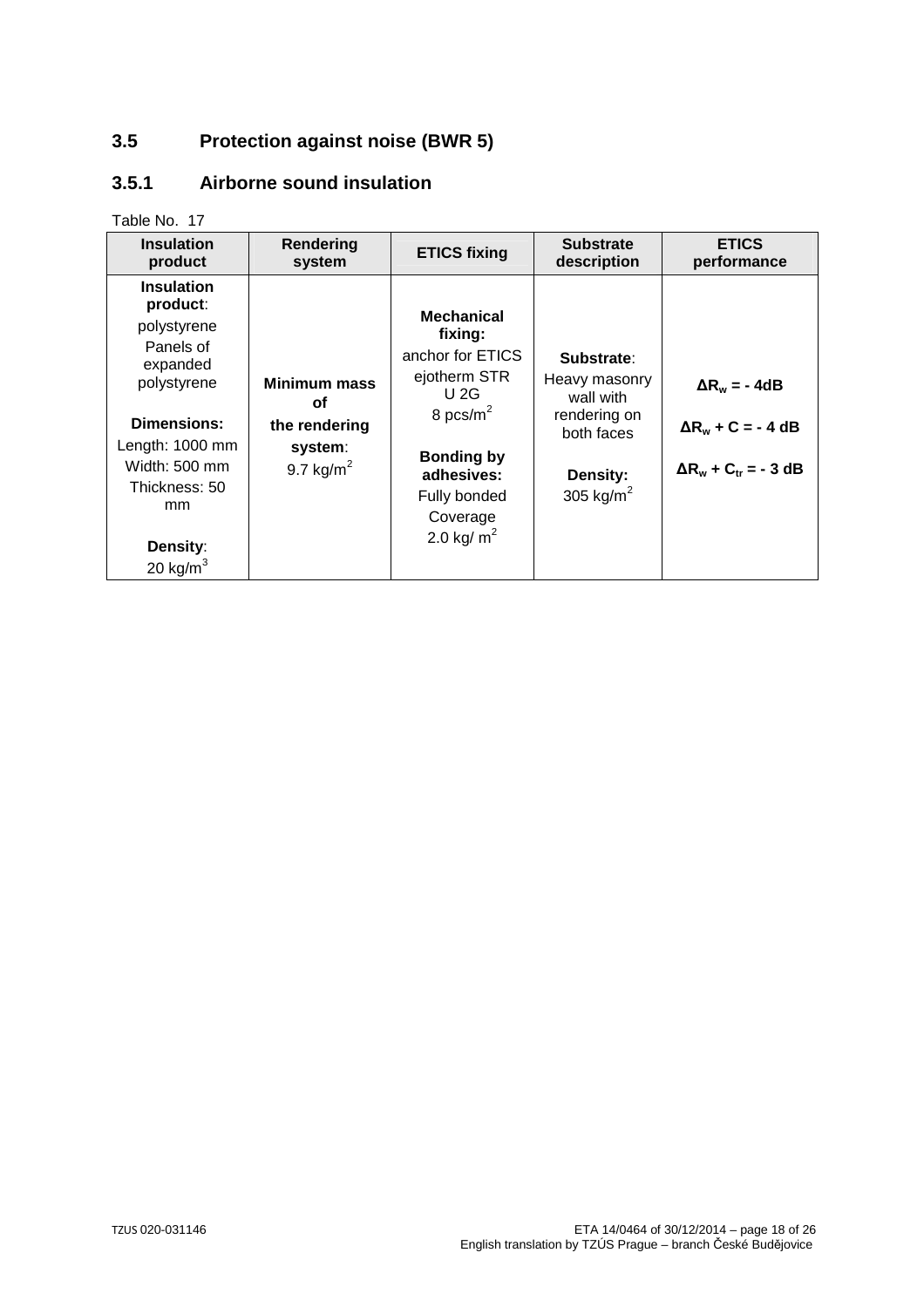## 3.5 Protection against noise (BWR 5)

### 3.5.1 Airborne sound insulation

Table No. 17

| Insulation product | Rendering system | ETICS fixing | Substrate description | ETICS performance |
|---|---|---|---|---|
| **Insulation product**: polystyrene Panels of expanded polystyrene<br><br>**Dimensions:** Length: 1000 mm Width: 500 mm Thickness: 50 mm<br><br>**Density**: 20 kg/m$^3$ | **Minimum mass of the rendering system**: 9.7 kg/m$^2$ | **Mechanical fixing:** anchor for ETICS ejotherm STR U 2G 8 pcs/m$^2$<br><br>**Bonding by adhesives:** Fully bonded Coverage 2.0 kg/ m$^2$ | **Substrate**: Heavy masonry wall with rendering on both faces<br><br>**Density:** 305 kg/m$^2$ | **$\Delta R_w$ = - 4dB**<br><br>**$\Delta R_w + C$ = - 4 dB**<br><br>**$\Delta R_w + C_{tr}$ = - 3 dB** |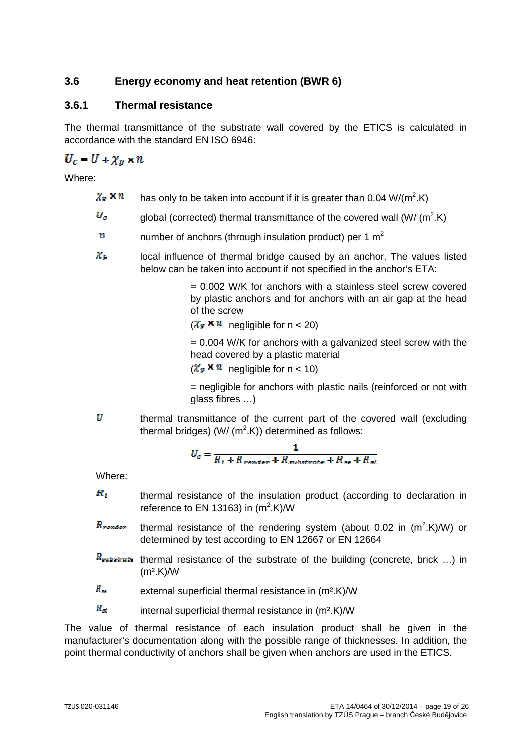## 3.6 Energy economy and heat retention (BWR 6)

### 3.6.1 Thermal resistance

The thermal transmittance of the substrate wall covered by the ETICS is calculated in accordance with the standard EN ISO 6946:

$$U_c = U + \chi_p \times n$$

Where:

- $\chi_p \times n$ has only to be taken into account if it is greater than 0.04 W/(m$^2$.K)
- $U_c$ global (corrected) thermal transmittance of the covered wall (W/ (m$^2$.K)
- $n$ number of anchors (through insulation product) per 1 m$^2$
- $\chi_p$ local influence of thermal bridge caused by an anchor. The values listed below can be taken into account if not specified in the anchor's ETA:

  = 0.002 W/K for anchors with a stainless steel screw covered by plastic anchors and for anchors with an air gap at the head of the screw
  ($\chi_p \times n$ negligible for n < 20)

  = 0.004 W/K for anchors with a galvanized steel screw with the head covered by a plastic material
  ($\chi_p \times n$ negligible for n < 10)

  = negligible for anchors with plastic nails (reinforced or not with glass fibres …)

- $U$ thermal transmittance of the current part of the covered wall (excluding thermal bridges) (W/ (m$^2$.K)) determined as follows:

$$U_c = \frac{1}{R_i + R_{render} + R_{substrate} + R_{se} + R_{si}}$$

Where:

- $R_i$ thermal resistance of the insulation product (according to declaration in reference to EN 13163) in (m$^2$.K)/W
- $R_{render}$ thermal resistance of the rendering system (about 0.02 in (m$^2$.K)/W) or determined by test according to EN 12667 or EN 12664
- $R_{substrate}$ thermal resistance of the substrate of the building (concrete, brick …) in (m$^2$.K)/W
- $R_{se}$ external superficial thermal resistance in (m$^2$.K)/W
- $R_{si}$ internal superficial thermal resistance in (m$^2$.K)/W

The value of thermal resistance of each insulation product shall be given in the manufacturer's documentation along with the possible range of thicknesses. In addition, the point thermal conductivity of anchors shall be given when anchors are used in the ETICS.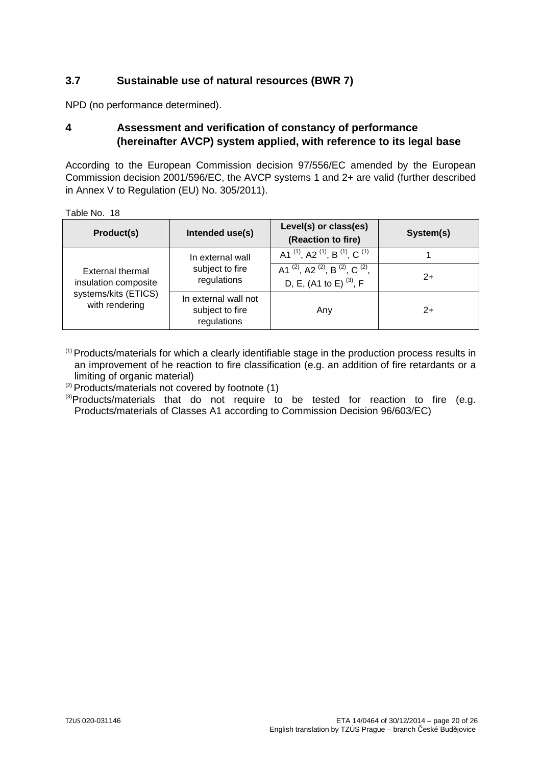## 3.7 Sustainable use of natural resources (BWR 7)

NPD (no performance determined).

# 4 Assessment and verification of constancy of performance (hereinafter AVCP) system applied, with reference to its legal base

According to the European Commission decision 97/556/EC amended by the European Commission decision 2001/596/EC, the AVCP systems 1 and 2+ are valid (further described in Annex V to Regulation (EU) No. 305/2011).

Table No. 18

| Product(s) | Intended use(s) | Level(s) or class(es) (Reaction to fire) | System(s) |
|---|---|---|---|
| External thermal insulation composite systems/kits (ETICS) with rendering | In external wall subject to fire regulations | A1 [(1)], A2 [(1)], B [(1)], C [(1)] | 1 |
| | | A1 [(2)], A2 [(2)], B [(2)], C [(2)], D, E, (A1 to E) [(3)], F | 2+ |
| | In external wall not subject to fire regulations | Any | 2+ |

[(1)] Products/materials for which a clearly identifiable stage in the production process results in an improvement of he reaction to fire classification (e.g. an addition of fire retardants or a limiting of organic material)

[(2)] Products/materials not covered by footnote (1)

[(3)] Products/materials that do not require to be tested for reaction to fire (e.g. Products/materials of Classes A1 according to Commission Decision 96/603/EC)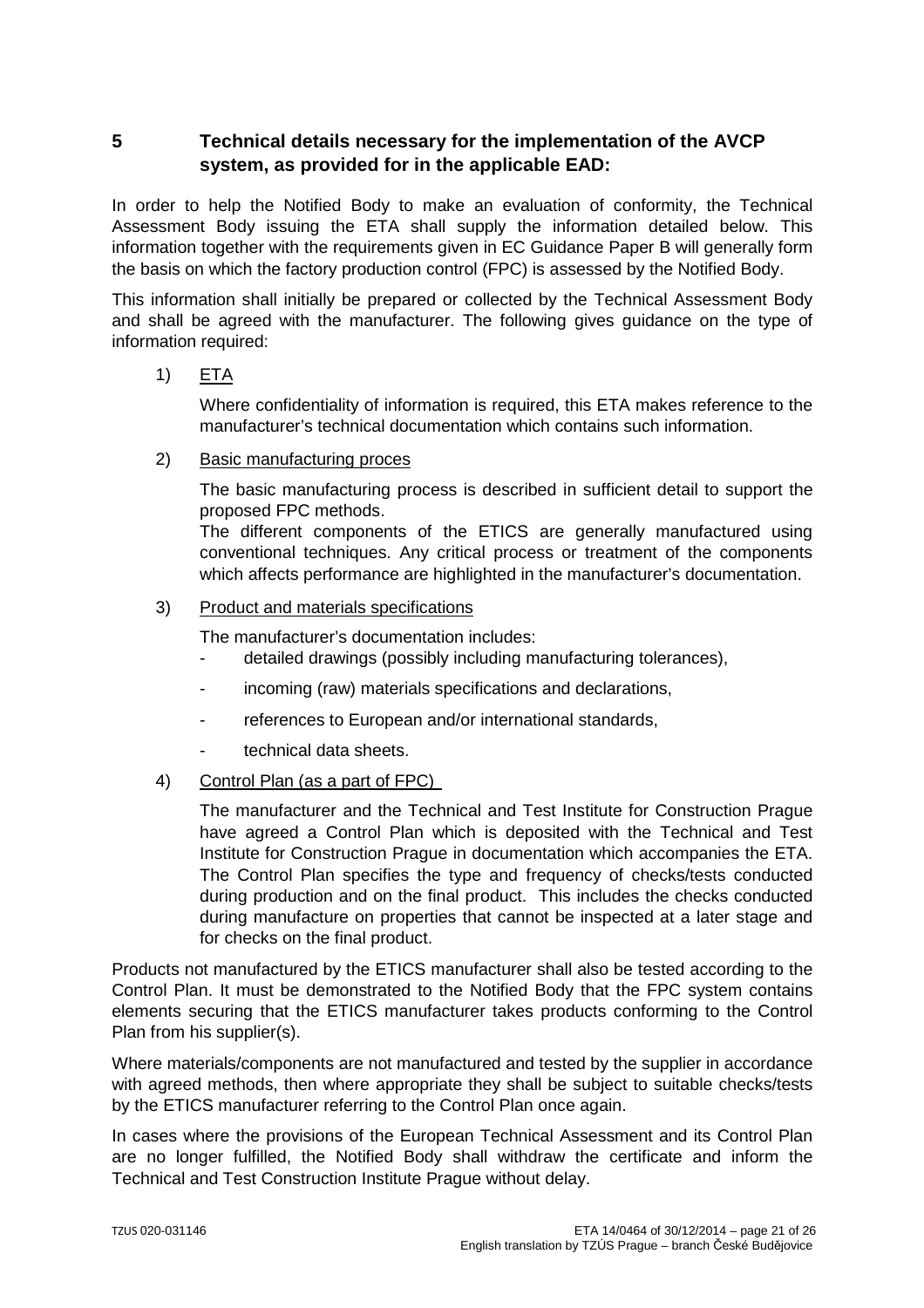## 5 Technical details necessary for the implementation of the AVCP system, as provided for in the applicable EAD:

In order to help the Notified Body to make an evaluation of conformity, the Technical Assessment Body issuing the ETA shall supply the information detailed below. This information together with the requirements given in EC Guidance Paper B will generally form the basis on which the factory production control (FPC) is assessed by the Notified Body.

This information shall initially be prepared or collected by the Technical Assessment Body and shall be agreed with the manufacturer. The following gives guidance on the type of information required:

1) ETA

   Where confidentiality of information is required, this ETA makes reference to the manufacturer's technical documentation which contains such information.

2) Basic manufacturing proces

   The basic manufacturing process is described in sufficient detail to support the proposed FPC methods.
   The different components of the ETICS are generally manufactured using conventional techniques. Any critical process or treatment of the components which affects performance are highlighted in the manufacturer's documentation.

3) Product and materials specifications

   The manufacturer's documentation includes:
   - detailed drawings (possibly including manufacturing tolerances),
   - incoming (raw) materials specifications and declarations,
   - references to European and/or international standards,
   - technical data sheets.

4) Control Plan (as a part of FPC)

   The manufacturer and the Technical and Test Institute for Construction Prague have agreed a Control Plan which is deposited with the Technical and Test Institute for Construction Prague in documentation which accompanies the ETA. The Control Plan specifies the type and frequency of checks/tests conducted during production and on the final product. This includes the checks conducted during manufacture on properties that cannot be inspected at a later stage and for checks on the final product.

Products not manufactured by the ETICS manufacturer shall also be tested according to the Control Plan. It must be demonstrated to the Notified Body that the FPC system contains elements securing that the ETICS manufacturer takes products conforming to the Control Plan from his supplier(s).

Where materials/components are not manufactured and tested by the supplier in accordance with agreed methods, then where appropriate they shall be subject to suitable checks/tests by the ETICS manufacturer referring to the Control Plan once again.

In cases where the provisions of the European Technical Assessment and its Control Plan are no longer fulfilled, the Notified Body shall withdraw the certificate and inform the Technical and Test Construction Institute Prague without delay.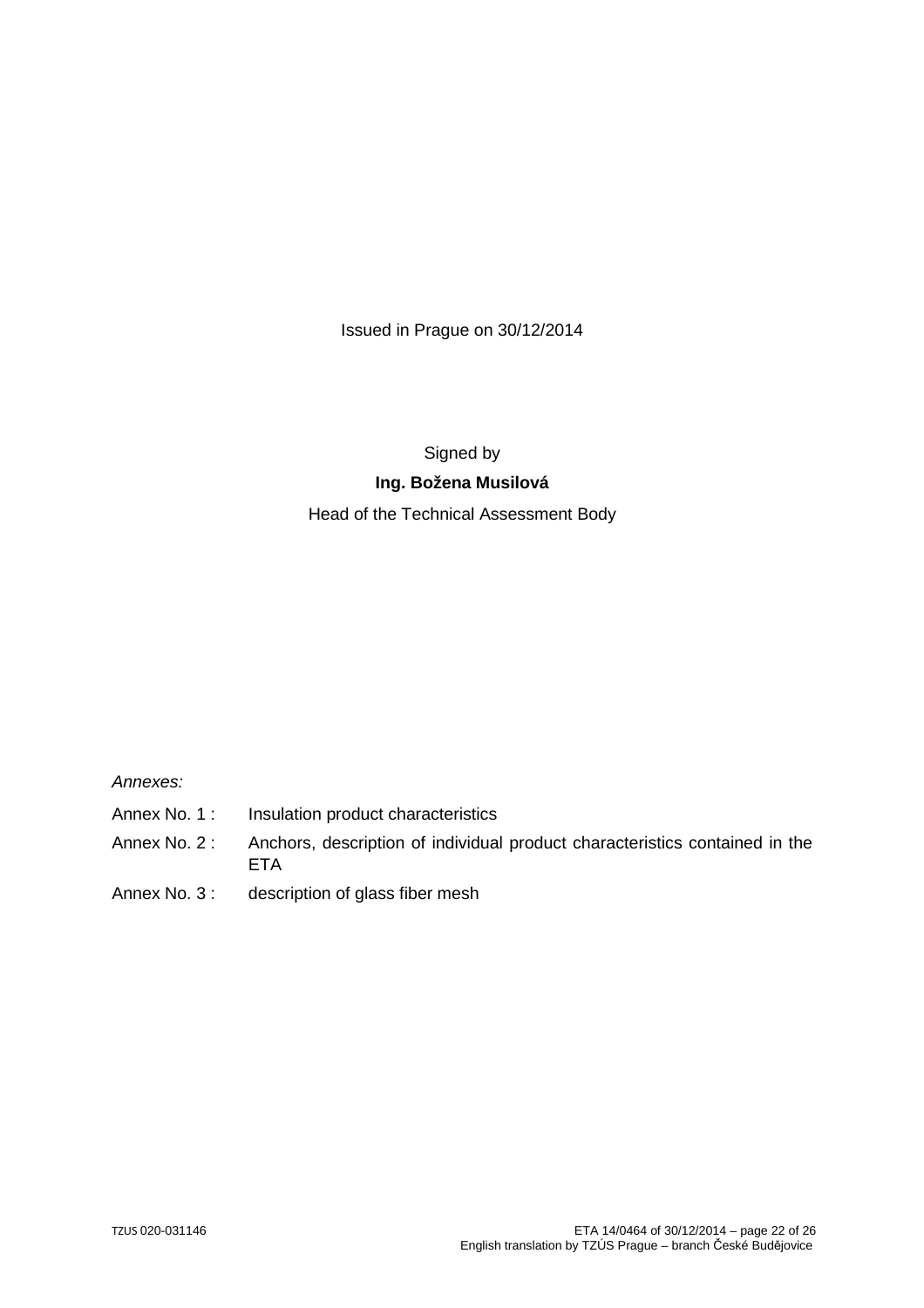Issued in Prague on 30/12/2014

Signed by

**Ing. Božena Musilová**

Head of the Technical Assessment Body

*Annexes:*

Annex No. 1 : Insulation product characteristics

Annex No. 2 : Anchors, description of individual product characteristics contained in the ETA

Annex No. 3 : description of glass fiber mesh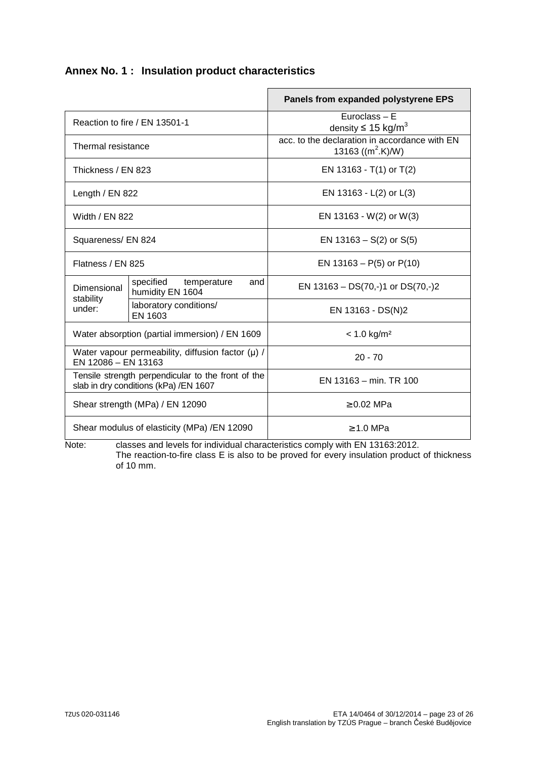## Annex No. 1 : Insulation product characteristics

| | | Panels from expanded polystyrene EPS |
|---|---|---|
| Reaction to fire / EN 13501-1 | | Euroclass – E<br>density ≤ 15 kg/m$^3$ |
| Thermal resistance | | acc. to the declaration in accordance with EN 13163 ((m$^2$.K)/W) |
| Thickness / EN 823 | | EN 13163 - T(1) or T(2) |
| Length / EN 822 | | EN 13163 - L(2) or L(3) |
| Width / EN 822 | | EN 13163 - W(2) or W(3) |
| Squareness/ EN 824 | | EN 13163 – S(2) or S(5) |
| Flatness / EN 825 | | EN 13163 – P(5) or P(10) |
| Dimensional stability under: | specified temperature and humidity EN 1604 | EN 13163 – DS(70,-)1 or DS(70,-)2 |
| | laboratory conditions/ EN 1603 | EN 13163 - DS(N)2 |
| Water absorption (partial immersion) / EN 1609 | | < 1.0 kg/m² |
| Water vapour permeability, diffusion factor (μ) / EN 12086 – EN 13163 | | 20 - 70 |
| Tensile strength perpendicular to the front of the slab in dry conditions (kPa) /EN 1607 | | EN 13163 – min. TR 100 |
| Shear strength (MPa) / EN 12090 | | ≥ 0.02 MPa |
| Shear modulus of elasticity (MPa) /EN 12090 | | ≥ 1.0 MPa |

Note: classes and levels for individual characteristics comply with EN 13163:2012.
The reaction-to-fire class E is also to be proved for every insulation product of thickness of 10 mm.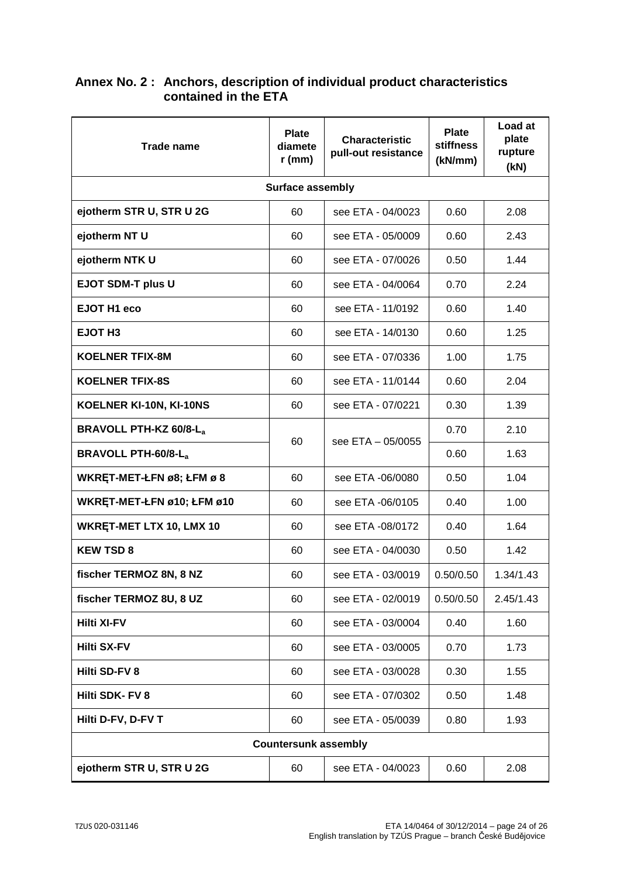## Annex No. 2 : Anchors, description of individual product characteristics contained in the ETA

| Trade name | Plate diameter (mm) | Characteristic pull-out resistance | Plate stiffness (kN/mm) | Load at plate rupture (kN) |
|---|---|---|---|---|
| **Surface assembly** | | | | |
| **ejotherm STR U, STR U 2G** | 60 | see ETA - 04/0023 | 0.60 | 2.08 |
| **ejotherm NT U** | 60 | see ETA - 05/0009 | 0.60 | 2.43 |
| **ejotherm NTK U** | 60 | see ETA - 07/0026 | 0.50 | 1.44 |
| **EJOT SDM-T plus U** | 60 | see ETA - 04/0064 | 0.70 | 2.24 |
| **EJOT H1 eco** | 60 | see ETA - 11/0192 | 0.60 | 1.40 |
| **EJOT H3** | 60 | see ETA - 14/0130 | 0.60 | 1.25 |
| **KOELNER TFIX-8M** | 60 | see ETA - 07/0336 | 1.00 | 1.75 |
| **KOELNER TFIX-8S** | 60 | see ETA - 11/0144 | 0.60 | 2.04 |
| **KOELNER KI-10N, KI-10NS** | 60 | see ETA - 07/0221 | 0.30 | 1.39 |
| **BRAVOLL PTH-KZ 60/8-$L_a$** | 60 | see ETA – 05/0055 | 0.70 | 2.10 |
| **BRAVOLL PTH-60/8-$L_a$** | | | 0.60 | 1.63 |
| **WKRĘT-MET-ŁFN ø8; ŁFM ø 8** | 60 | see ETA -06/0080 | 0.50 | 1.04 |
| **WKRĘT-MET-ŁFN ø10; ŁFM ø10** | 60 | see ETA -06/0105 | 0.40 | 1.00 |
| **WKRĘT-MET LTX 10, LMX 10** | 60 | see ETA -08/0172 | 0.40 | 1.64 |
| **KEW TSD 8** | 60 | see ETA - 04/0030 | 0.50 | 1.42 |
| **fischer TERMOZ 8N, 8 NZ** | 60 | see ETA - 03/0019 | 0.50/0.50 | 1.34/1.43 |
| **fischer TERMOZ 8U, 8 UZ** | 60 | see ETA - 02/0019 | 0.50/0.50 | 2.45/1.43 |
| **Hilti XI-FV** | 60 | see ETA - 03/0004 | 0.40 | 1.60 |
| **Hilti SX-FV** | 60 | see ETA - 03/0005 | 0.70 | 1.73 |
| **Hilti SD-FV 8** | 60 | see ETA - 03/0028 | 0.30 | 1.55 |
| **Hilti SDK- FV 8** | 60 | see ETA - 07/0302 | 0.50 | 1.48 |
| **Hilti D-FV, D-FV T** | 60 | see ETA - 05/0039 | 0.80 | 1.93 |
| **Countersunk assembly** | | | | |
| **ejotherm STR U, STR U 2G** | 60 | see ETA - 04/0023 | 0.60 | 2.08 |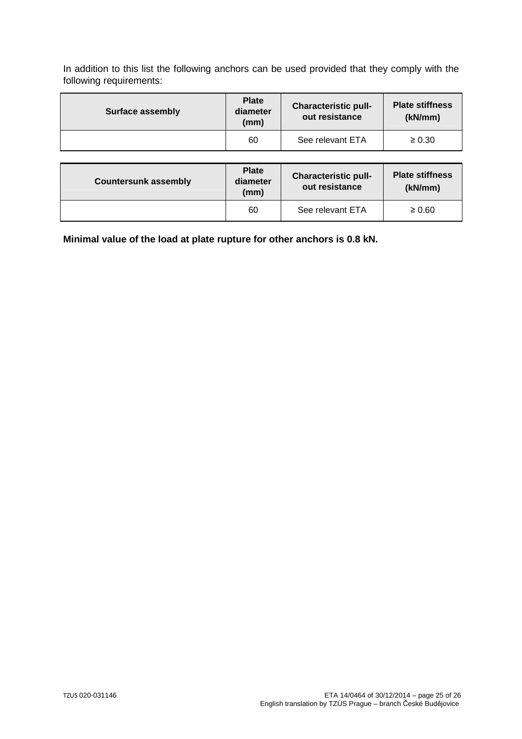In addition to this list the following anchors can be used provided that they comply with the following requirements:

| Surface assembly | Plate diameter (mm) | Characteristic pull-out resistance | Plate stiffness (kN/mm) |
|---|---|---|---|
| | 60 | See relevant ETA | ≥ 0.30 |

| Countersunk assembly | Plate diameter (mm) | Characteristic pull-out resistance | Plate stiffness (kN/mm) |
|---|---|---|---|
| | 60 | See relevant ETA | ≥ 0.60 |

**Minimal value of the load at plate rupture for other anchors is 0.8 kN.**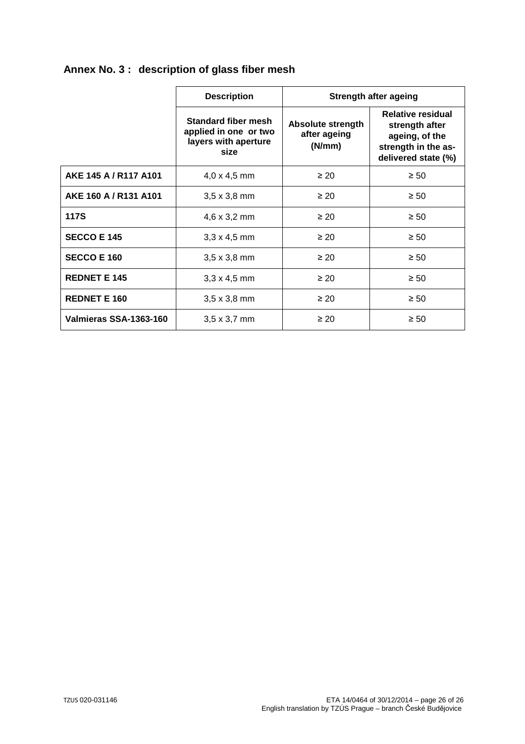## Annex No. 3 : description of glass fiber mesh

| | Description | Strength after ageing | |
|---|---|---|---|
| | **Standard fiber mesh applied in one or two layers with aperture size** | **Absolute strength after ageing (N/mm)** | **Relative residual strength after ageing, of the strength in the as-delivered state (%)** |
| **AKE 145 A / R117 A101** | 4,0 x 4,5 mm | ≥ 20 | ≥ 50 |
| **AKE 160 A / R131 A101** | 3,5 x 3,8 mm | ≥ 20 | ≥ 50 |
| **117S** | 4,6 x 3,2 mm | ≥ 20 | ≥ 50 |
| **SECCO E 145** | 3,3 x 4,5 mm | ≥ 20 | ≥ 50 |
| **SECCO E 160** | 3,5 x 3,8 mm | ≥ 20 | ≥ 50 |
| **REDNET E 145** | 3,3 x 4,5 mm | ≥ 20 | ≥ 50 |
| **REDNET E 160** | 3,5 x 3,8 mm | ≥ 20 | ≥ 50 |
| **Valmieras SSA-1363-160** | 3,5 x 3,7 mm | ≥ 20 | ≥ 50 |